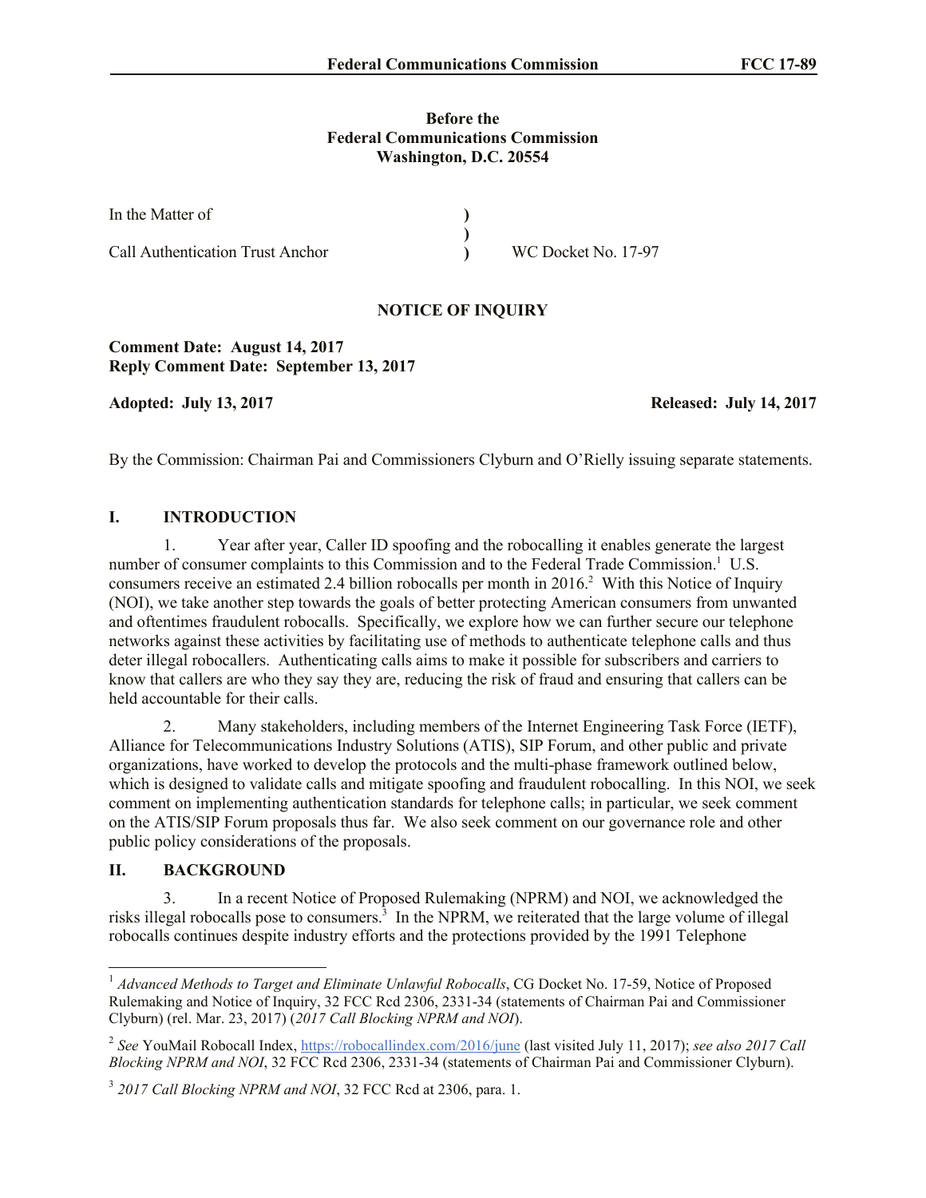**Before the**
**Federal Communications Commission**
**Washington, D.C. 20554**

| In the Matter of | ) | |
|---|---|---|
| | ) | |
| Call Authentication Trust Anchor | ) | WC Docket No. 17-97 |

## NOTICE OF INQUIRY

**Comment Date: August 14, 2017**
**Reply Comment Date: September 13, 2017**

**Adopted: July 13, 2017** **Released: July 14, 2017**

By the Commission: Chairman Pai and Commissioners Clyburn and O'Rielly issuing separate statements.

## I. INTRODUCTION

1. Year after year, Caller ID spoofing and the robocalling it enables generate the largest number of consumer complaints to this Commission and to the Federal Trade Commission.[1] U.S. consumers receive an estimated 2.4 billion robocalls per month in 2016.[2] With this Notice of Inquiry (NOI), we take another step towards the goals of better protecting American consumers from unwanted and oftentimes fraudulent robocalls. Specifically, we explore how we can further secure our telephone networks against these activities by facilitating use of methods to authenticate telephone calls and thus deter illegal robocallers. Authenticating calls aims to make it possible for subscribers and carriers to know that callers are who they say they are, reducing the risk of fraud and ensuring that callers can be held accountable for their calls.

2. Many stakeholders, including members of the Internet Engineering Task Force (IETF), Alliance for Telecommunications Industry Solutions (ATIS), SIP Forum, and other public and private organizations, have worked to develop the protocols and the multi-phase framework outlined below, which is designed to validate calls and mitigate spoofing and fraudulent robocalling. In this NOI, we seek comment on implementing authentication standards for telephone calls; in particular, we seek comment on the ATIS/SIP Forum proposals thus far. We also seek comment on our governance role and other public policy considerations of the proposals.

## II. BACKGROUND

3. In a recent Notice of Proposed Rulemaking (NPRM) and NOI, we acknowledged the risks illegal robocalls pose to consumers.[3] In the NPRM, we reiterated that the large volume of illegal robocalls continues despite industry efforts and the protections provided by the 1991 Telephone

---

[1] *Advanced Methods to Target and Eliminate Unlawful Robocalls*, CG Docket No. 17-59, Notice of Proposed Rulemaking and Notice of Inquiry, 32 FCC Rcd 2306, 2331-34 (statements of Chairman Pai and Commissioner Clyburn) (rel. Mar. 23, 2017) (*2017 Call Blocking NPRM and NOI*).

[2] *See* YouMail Robocall Index, https://robocallindex.com/2016/june (last visited July 11, 2017); *see also 2017 Call Blocking NPRM and NOI*, 32 FCC Rcd 2306, 2331-34 (statements of Chairman Pai and Commissioner Clyburn).

[3] *2017 Call Blocking NPRM and NOI*, 32 FCC Rcd at 2306, para. 1.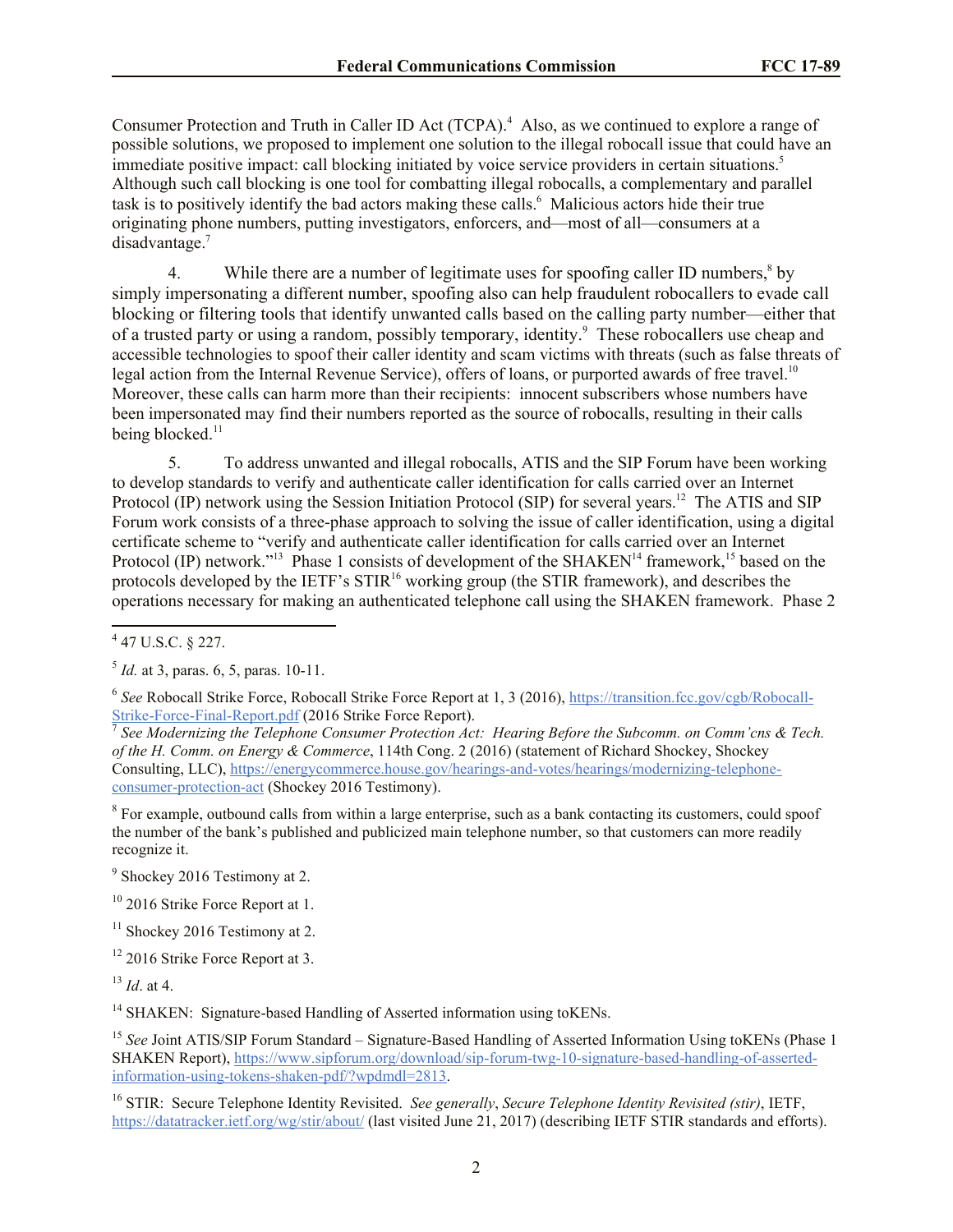Consumer Protection and Truth in Caller ID Act (TCPA).[4] Also, as we continued to explore a range of possible solutions, we proposed to implement one solution to the illegal robocall issue that could have an immediate positive impact: call blocking initiated by voice service providers in certain situations.[5] Although such call blocking is one tool for combatting illegal robocalls, a complementary and parallel task is to positively identify the bad actors making these calls.[6] Malicious actors hide their true originating phone numbers, putting investigators, enforcers, and—most of all—consumers at a disadvantage.[7]

4. While there are a number of legitimate uses for spoofing caller ID numbers,[8] by simply impersonating a different number, spoofing also can help fraudulent robocallers to evade call blocking or filtering tools that identify unwanted calls based on the calling party number—either that of a trusted party or using a random, possibly temporary, identity.[9] These robocallers use cheap and accessible technologies to spoof their caller identity and scam victims with threats (such as false threats of legal action from the Internal Revenue Service), offers of loans, or purported awards of free travel.[10] Moreover, these calls can harm more than their recipients: innocent subscribers whose numbers have been impersonated may find their numbers reported as the source of robocalls, resulting in their calls being blocked.[11]

5. To address unwanted and illegal robocalls, ATIS and the SIP Forum have been working to develop standards to verify and authenticate caller identification for calls carried over an Internet Protocol (IP) network using the Session Initiation Protocol (SIP) for several years.[12] The ATIS and SIP Forum work consists of a three-phase approach to solving the issue of caller identification, using a digital certificate scheme to "verify and authenticate caller identification for calls carried over an Internet Protocol (IP) network."[13] Phase 1 consists of development of the SHAKEN[14] framework,[15] based on the protocols developed by the IETF's STIR[16] working group (the STIR framework), and describes the operations necessary for making an authenticated telephone call using the SHAKEN framework. Phase 2

---

[4] 47 U.S.C. § 227.

[5] *Id.* at 3, paras. 6, 5, paras. 10-11.

[6] *See* Robocall Strike Force, Robocall Strike Force Report at 1, 3 (2016), https://transition.fcc.gov/cgb/Robocall-Strike-Force-Final-Report.pdf (2016 Strike Force Report).

[7] *See Modernizing the Telephone Consumer Protection Act: Hearing Before the Subcomm. on Comm'cns & Tech. of the H. Comm. on Energy & Commerce*, 114th Cong. 2 (2016) (statement of Richard Shockey, Shockey Consulting, LLC), https://energycommerce.house.gov/hearings-and-votes/hearings/modernizing-telephone-consumer-protection-act (Shockey 2016 Testimony).

[8] For example, outbound calls from within a large enterprise, such as a bank contacting its customers, could spoof the number of the bank's published and publicized main telephone number, so that customers can more readily recognize it.

[9] Shockey 2016 Testimony at 2.

[10] 2016 Strike Force Report at 1.

[11] Shockey 2016 Testimony at 2.

[12] 2016 Strike Force Report at 3.

[13] *Id*. at 4.

[14] SHAKEN: Signature-based Handling of Asserted information using toKENs.

[15] *See* Joint ATIS/SIP Forum Standard – Signature-Based Handling of Asserted Information Using toKENs (Phase 1 SHAKEN Report), https://www.sipforum.org/download/sip-forum-twg-10-signature-based-handling-of-asserted-information-using-tokens-shaken-pdf/?wpdmdl=2813.

[16] STIR: Secure Telephone Identity Revisited. *See generally*, *Secure Telephone Identity Revisited (stir)*, IETF, https://datatracker.ietf.org/wg/stir/about/ (last visited June 21, 2017) (describing IETF STIR standards and efforts).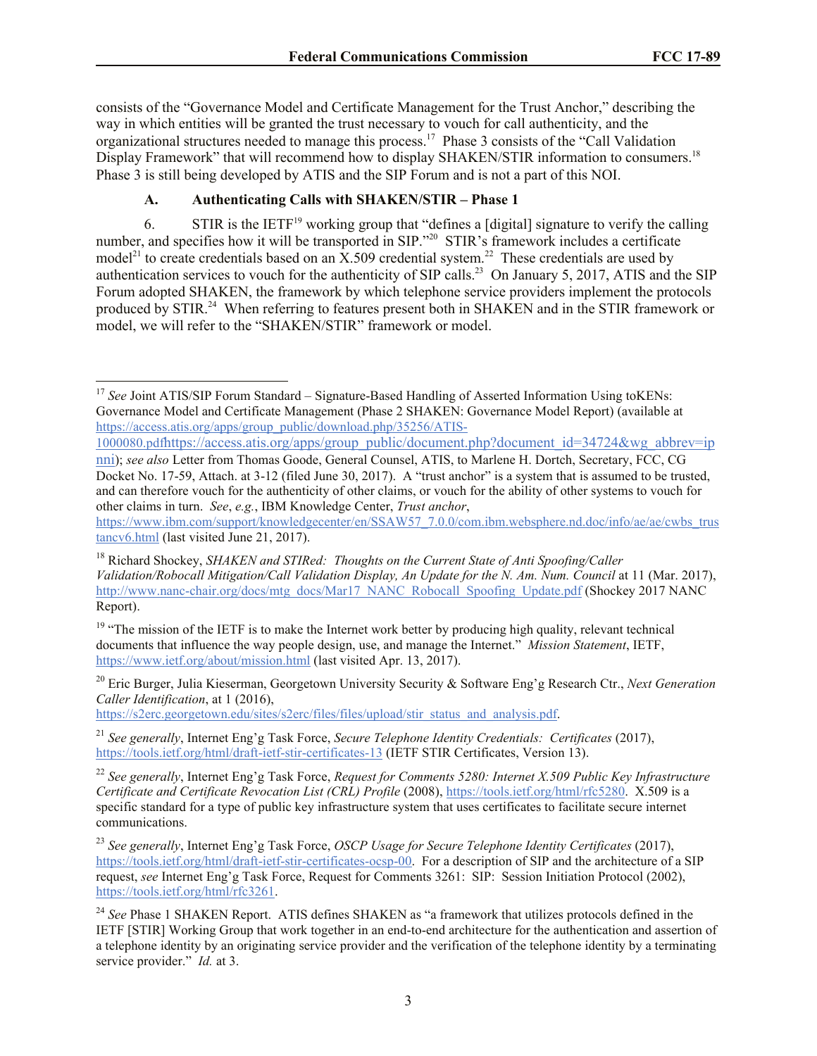consists of the "Governance Model and Certificate Management for the Trust Anchor," describing the way in which entities will be granted the trust necessary to vouch for call authenticity, and the organizational structures needed to manage this process.[17] Phase 3 consists of the "Call Validation Display Framework" that will recommend how to display SHAKEN/STIR information to consumers.[18] Phase 3 is still being developed by ATIS and the SIP Forum and is not a part of this NOI.

### A. Authenticating Calls with SHAKEN/STIR – Phase 1

6. STIR is the IETF[19] working group that "defines a [digital] signature to verify the calling number, and specifies how it will be transported in SIP."[20] STIR's framework includes a certificate model[21] to create credentials based on an X.509 credential system.[22] These credentials are used by authentication services to vouch for the authenticity of SIP calls.[23] On January 5, 2017, ATIS and the SIP Forum adopted SHAKEN, the framework by which telephone service providers implement the protocols produced by STIR.[24] When referring to features present both in SHAKEN and in the STIR framework or model, we will refer to the "SHAKEN/STIR" framework or model.

---

[17] *See* Joint ATIS/SIP Forum Standard – Signature-Based Handling of Asserted Information Using toKENs: Governance Model and Certificate Management (Phase 2 SHAKEN: Governance Model Report) (available at https://access.atis.org/apps/group_public/download.php/35256/ATIS-1000080.pdfhttps://access.atis.org/apps/group_public/document.php?document_id=34724&wg_abbrev=ipnni); *see also* Letter from Thomas Goode, General Counsel, ATIS, to Marlene H. Dortch, Secretary, FCC, CG Docket No. 17-59, Attach. at 3-12 (filed June 30, 2017). A "trust anchor" is a system that is assumed to be trusted, and can therefore vouch for the authenticity of other claims, or vouch for the ability of other systems to vouch for other claims in turn. *See*, *e.g.*, IBM Knowledge Center, *Trust anchor*, https://www.ibm.com/support/knowledgecenter/en/SSAW57_7.0.0/com.ibm.websphere.nd.doc/info/ae/ae/cwbs_trustancv6.html (last visited June 21, 2017).

[18] Richard Shockey, *SHAKEN and STIRed: Thoughts on the Current State of Anti Spoofing/Caller Validation/Robocall Mitigation/Call Validation Display, An Update for the N. Am. Num. Council* at 11 (Mar. 2017), http://www.nanc-chair.org/docs/mtg_docs/Mar17_NANC_Robocall_Spoofing_Update.pdf (Shockey 2017 NANC Report).

[19] "The mission of the IETF is to make the Internet work better by producing high quality, relevant technical documents that influence the way people design, use, and manage the Internet." *Mission Statement*, IETF, https://www.ietf.org/about/mission.html (last visited Apr. 13, 2017).

[20] Eric Burger, Julia Kieserman, Georgetown University Security & Software Eng'g Research Ctr., *Next Generation Caller Identification*, at 1 (2016), https://s2erc.georgetown.edu/sites/s2erc/files/files/upload/stir_status_and_analysis.pdf.

[21] *See generally*, Internet Eng'g Task Force, *Secure Telephone Identity Credentials: Certificates* (2017), https://tools.ietf.org/html/draft-ietf-stir-certificates-13 (IETF STIR Certificates, Version 13).

[22] *See generally*, Internet Eng'g Task Force, *Request for Comments 5280: Internet X.509 Public Key Infrastructure Certificate and Certificate Revocation List (CRL) Profile* (2008), https://tools.ietf.org/html/rfc5280. X.509 is a specific standard for a type of public key infrastructure system that uses certificates to facilitate secure internet communications.

[23] *See generally*, Internet Eng'g Task Force, *OSCP Usage for Secure Telephone Identity Certificates* (2017), https://tools.ietf.org/html/draft-ietf-stir-certificates-ocsp-00. For a description of SIP and the architecture of a SIP request, *see* Internet Eng'g Task Force, Request for Comments 3261: SIP: Session Initiation Protocol (2002), https://tools.ietf.org/html/rfc3261.

[24] *See* Phase 1 SHAKEN Report. ATIS defines SHAKEN as "a framework that utilizes protocols defined in the IETF [STIR] Working Group that work together in an end-to-end architecture for the authentication and assertion of a telephone identity by an originating service provider and the verification of the telephone identity by a terminating service provider." *Id.* at 3.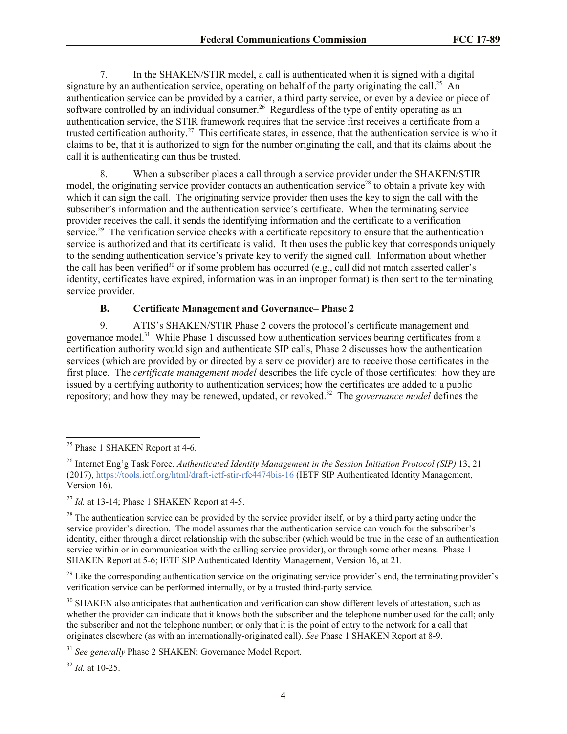7. In the SHAKEN/STIR model, a call is authenticated when it is signed with a digital signature by an authentication service, operating on behalf of the party originating the call.[25] An authentication service can be provided by a carrier, a third party service, or even by a device or piece of software controlled by an individual consumer.[26] Regardless of the type of entity operating as an authentication service, the STIR framework requires that the service first receives a certificate from a trusted certification authority.[27] This certificate states, in essence, that the authentication service is who it claims to be, that it is authorized to sign for the number originating the call, and that its claims about the call it is authenticating can thus be trusted.

8. When a subscriber places a call through a service provider under the SHAKEN/STIR model, the originating service provider contacts an authentication service[28] to obtain a private key with which it can sign the call. The originating service provider then uses the key to sign the call with the subscriber's information and the authentication service's certificate. When the terminating service provider receives the call, it sends the identifying information and the certificate to a verification service.[29] The verification service checks with a certificate repository to ensure that the authentication service is authorized and that its certificate is valid. It then uses the public key that corresponds uniquely to the sending authentication service's private key to verify the signed call. Information about whether the call has been verified[30] or if some problem has occurred (e.g., call did not match asserted caller's identity, certificates have expired, information was in an improper format) is then sent to the terminating service provider.

### B. Certificate Management and Governance– Phase 2

9. ATIS's SHAKEN/STIR Phase 2 covers the protocol's certificate management and governance model.[31] While Phase 1 discussed how authentication services bearing certificates from a certification authority would sign and authenticate SIP calls, Phase 2 discusses how the authentication services (which are provided by or directed by a service provider) are to receive those certificates in the first place. The *certificate management model* describes the life cycle of those certificates: how they are issued by a certifying authority to authentication services; how the certificates are added to a public repository; and how they may be renewed, updated, or revoked.[32] The *governance model* defines the

---

[25] Phase 1 SHAKEN Report at 4-6.

[26] Internet Eng'g Task Force, *Authenticated Identity Management in the Session Initiation Protocol (SIP)* 13, 21 (2017), https://tools.ietf.org/html/draft-ietf-stir-rfc4474bis-16 (IETF SIP Authenticated Identity Management, Version 16).

[27] *Id.* at 13-14; Phase 1 SHAKEN Report at 4-5.

[28] The authentication service can be provided by the service provider itself, or by a third party acting under the service provider's direction. The model assumes that the authentication service can vouch for the subscriber's identity, either through a direct relationship with the subscriber (which would be true in the case of an authentication service within or in communication with the calling service provider), or through some other means. Phase 1 SHAKEN Report at 5-6; IETF SIP Authenticated Identity Management, Version 16, at 21.

[29] Like the corresponding authentication service on the originating service provider's end, the terminating provider's verification service can be performed internally, or by a trusted third-party service.

[30] SHAKEN also anticipates that authentication and verification can show different levels of attestation, such as whether the provider can indicate that it knows both the subscriber and the telephone number used for the call; only the subscriber and not the telephone number; or only that it is the point of entry to the network for a call that originates elsewhere (as with an internationally-originated call). *See* Phase 1 SHAKEN Report at 8-9.

[31] *See generally* Phase 2 SHAKEN: Governance Model Report.

[32] *Id.* at 10-25.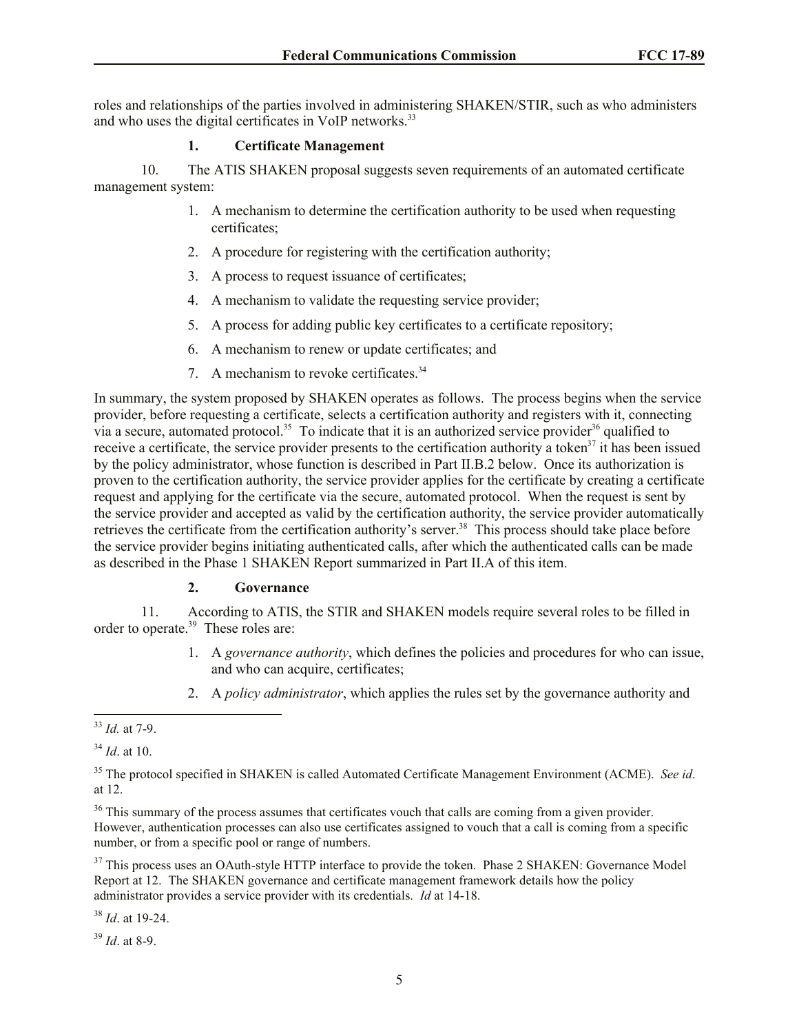roles and relationships of the parties involved in administering SHAKEN/STIR, such as who administers and who uses the digital certificates in VoIP networks.[33]

### 1. Certificate Management

10. The ATIS SHAKEN proposal suggests seven requirements of an automated certificate management system:

1. A mechanism to determine the certification authority to be used when requesting certificates;
2. A procedure for registering with the certification authority;
3. A process to request issuance of certificates;
4. A mechanism to validate the requesting service provider;
5. A process for adding public key certificates to a certificate repository;
6. A mechanism to renew or update certificates; and
7. A mechanism to revoke certificates.[34]

In summary, the system proposed by SHAKEN operates as follows. The process begins when the service provider, before requesting a certificate, selects a certification authority and registers with it, connecting via a secure, automated protocol.[35] To indicate that it is an authorized service provider[36] qualified to receive a certificate, the service provider presents to the certification authority a token[37] it has been issued by the policy administrator, whose function is described in Part II.B.2 below. Once its authorization is proven to the certification authority, the service provider applies for the certificate by creating a certificate request and applying for the certificate via the secure, automated protocol. When the request is sent by the service provider and accepted as valid by the certification authority, the service provider automatically retrieves the certificate from the certification authority's server.[38] This process should take place before the service provider begins initiating authenticated calls, after which the authenticated calls can be made as described in the Phase 1 SHAKEN Report summarized in Part II.A of this item.

### 2. Governance

11. According to ATIS, the STIR and SHAKEN models require several roles to be filled in order to operate.[39] These roles are:

1. A *governance authority*, which defines the policies and procedures for who can issue, and who can acquire, certificates;
2. A *policy administrator*, which applies the rules set by the governance authority and

---

[33] *Id.* at 7-9.

[34] *Id*. at 10.

[35] The protocol specified in SHAKEN is called Automated Certificate Management Environment (ACME). *See id*. at 12.

[36] This summary of the process assumes that certificates vouch that calls are coming from a given provider. However, authentication processes can also use certificates assigned to vouch that a call is coming from a specific number, or from a specific pool or range of numbers.

[37] This process uses an OAuth-style HTTP interface to provide the token. Phase 2 SHAKEN: Governance Model Report at 12. The SHAKEN governance and certificate management framework details how the policy administrator provides a service provider with its credentials. *Id* at 14-18.

[38] *Id*. at 19-24.

[39] *Id*. at 8-9.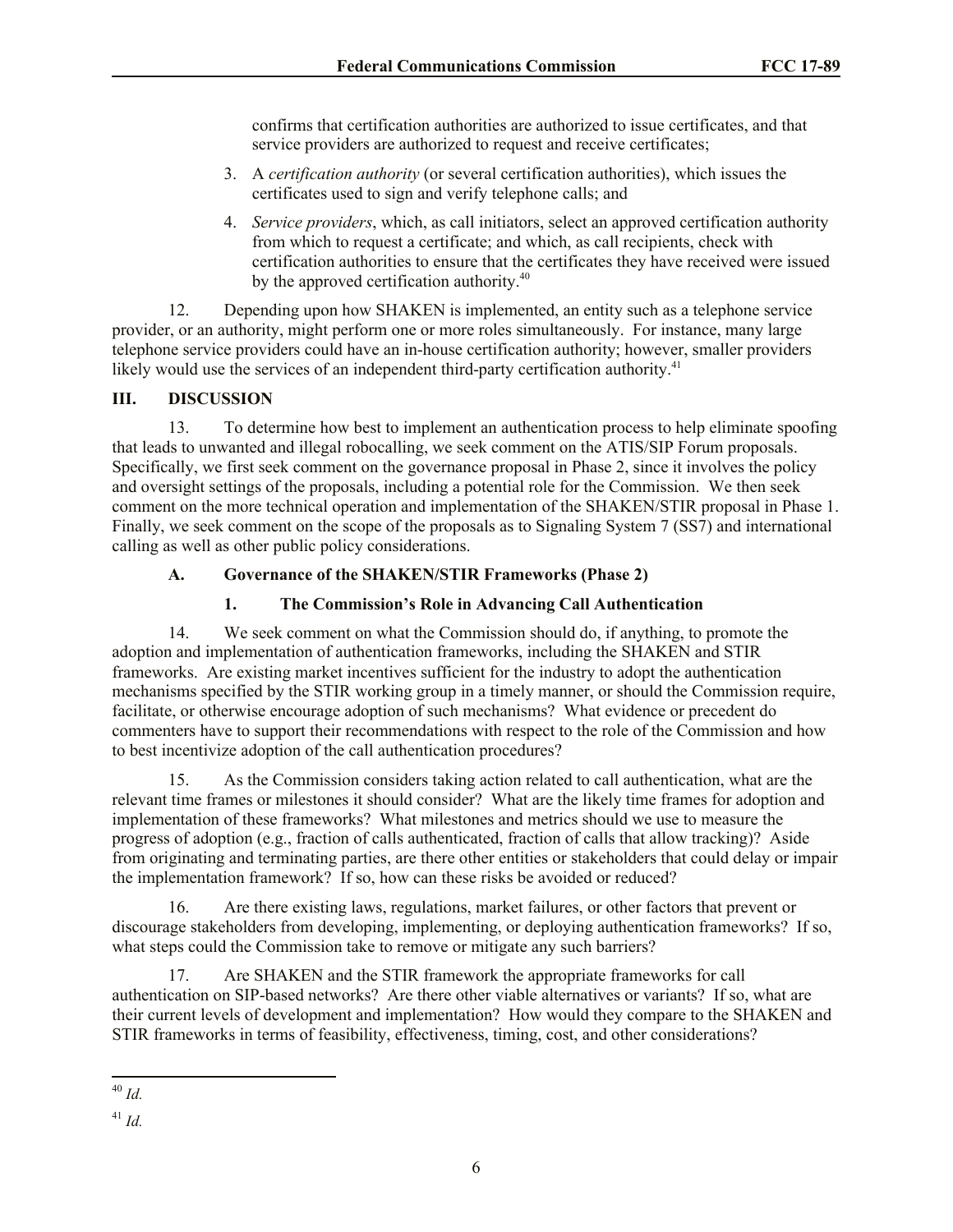confirms that certification authorities are authorized to issue certificates, and that service providers are authorized to request and receive certificates;

3. A *certification authority* (or several certification authorities), which issues the certificates used to sign and verify telephone calls; and

4. *Service providers*, which, as call initiators, select an approved certification authority from which to request a certificate; and which, as call recipients, check with certification authorities to ensure that the certificates they have received were issued by the approved certification authority.[40]

12. Depending upon how SHAKEN is implemented, an entity such as a telephone service provider, or an authority, might perform one or more roles simultaneously. For instance, many large telephone service providers could have an in-house certification authority; however, smaller providers likely would use the services of an independent third-party certification authority.[41]

## III. DISCUSSION

13. To determine how best to implement an authentication process to help eliminate spoofing that leads to unwanted and illegal robocalling, we seek comment on the ATIS/SIP Forum proposals. Specifically, we first seek comment on the governance proposal in Phase 2, since it involves the policy and oversight settings of the proposals, including a potential role for the Commission. We then seek comment on the more technical operation and implementation of the SHAKEN/STIR proposal in Phase 1. Finally, we seek comment on the scope of the proposals as to Signaling System 7 (SS7) and international calling as well as other public policy considerations.

### A. Governance of the SHAKEN/STIR Frameworks (Phase 2)

#### 1. The Commission's Role in Advancing Call Authentication

14. We seek comment on what the Commission should do, if anything, to promote the adoption and implementation of authentication frameworks, including the SHAKEN and STIR frameworks. Are existing market incentives sufficient for the industry to adopt the authentication mechanisms specified by the STIR working group in a timely manner, or should the Commission require, facilitate, or otherwise encourage adoption of such mechanisms? What evidence or precedent do commenters have to support their recommendations with respect to the role of the Commission and how to best incentivize adoption of the call authentication procedures?

15. As the Commission considers taking action related to call authentication, what are the relevant time frames or milestones it should consider? What are the likely time frames for adoption and implementation of these frameworks? What milestones and metrics should we use to measure the progress of adoption (e.g., fraction of calls authenticated, fraction of calls that allow tracking)? Aside from originating and terminating parties, are there other entities or stakeholders that could delay or impair the implementation framework? If so, how can these risks be avoided or reduced?

16. Are there existing laws, regulations, market failures, or other factors that prevent or discourage stakeholders from developing, implementing, or deploying authentication frameworks? If so, what steps could the Commission take to remove or mitigate any such barriers?

17. Are SHAKEN and the STIR framework the appropriate frameworks for call authentication on SIP-based networks? Are there other viable alternatives or variants? If so, what are their current levels of development and implementation? How would they compare to the SHAKEN and STIR frameworks in terms of feasibility, effectiveness, timing, cost, and other considerations?

---

[40] *Id.*

[41] *Id.*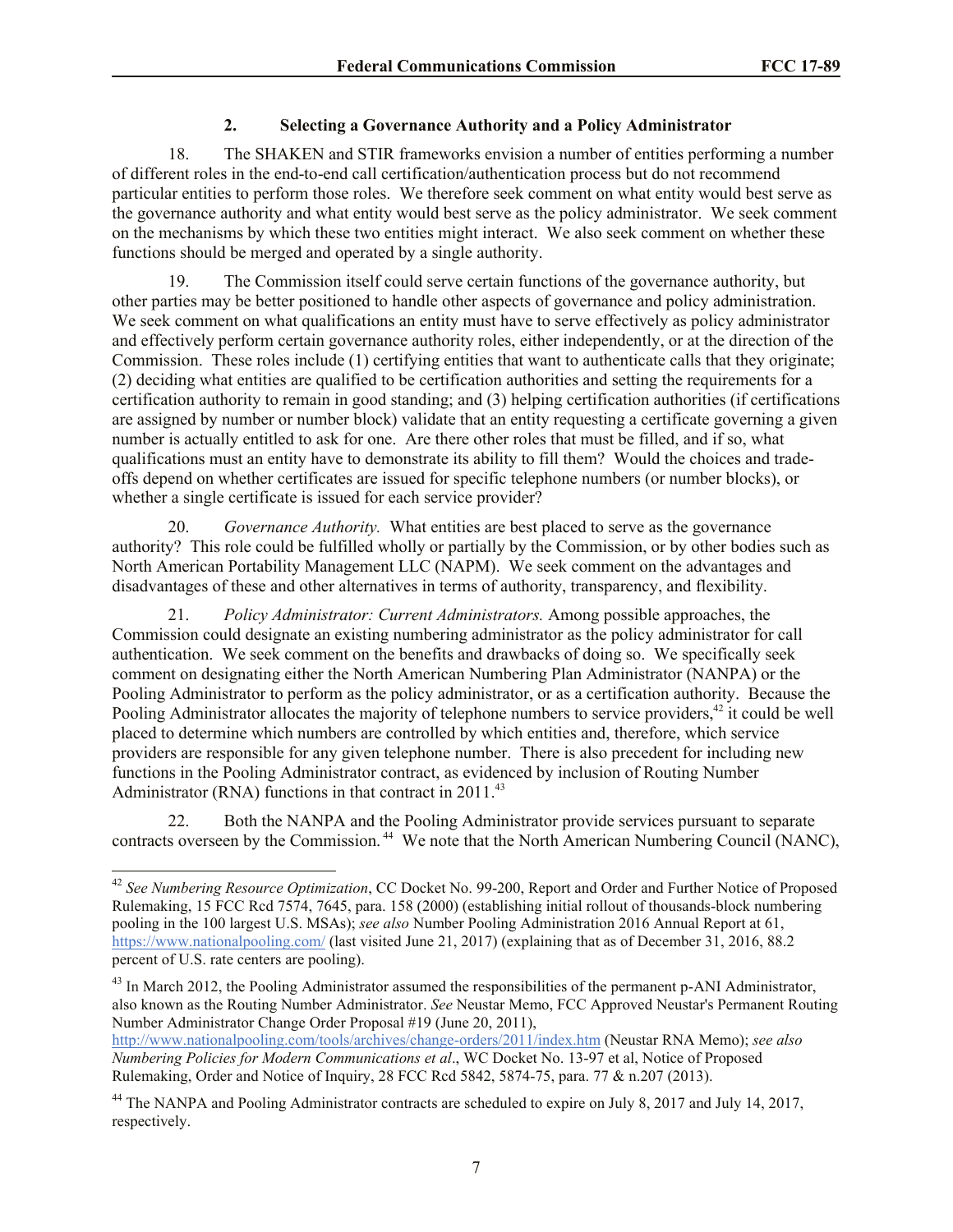### 2. Selecting a Governance Authority and a Policy Administrator

18. The SHAKEN and STIR frameworks envision a number of entities performing a number of different roles in the end-to-end call certification/authentication process but do not recommend particular entities to perform those roles. We therefore seek comment on what entity would best serve as the governance authority and what entity would best serve as the policy administrator. We seek comment on the mechanisms by which these two entities might interact. We also seek comment on whether these functions should be merged and operated by a single authority.

19. The Commission itself could serve certain functions of the governance authority, but other parties may be better positioned to handle other aspects of governance and policy administration. We seek comment on what qualifications an entity must have to serve effectively as policy administrator and effectively perform certain governance authority roles, either independently, or at the direction of the Commission. These roles include (1) certifying entities that want to authenticate calls that they originate; (2) deciding what entities are qualified to be certification authorities and setting the requirements for a certification authority to remain in good standing; and (3) helping certification authorities (if certifications are assigned by number or number block) validate that an entity requesting a certificate governing a given number is actually entitled to ask for one. Are there other roles that must be filled, and if so, what qualifications must an entity have to demonstrate its ability to fill them? Would the choices and trade-offs depend on whether certificates are issued for specific telephone numbers (or number blocks), or whether a single certificate is issued for each service provider?

20. *Governance Authority.* What entities are best placed to serve as the governance authority? This role could be fulfilled wholly or partially by the Commission, or by other bodies such as North American Portability Management LLC (NAPM). We seek comment on the advantages and disadvantages of these and other alternatives in terms of authority, transparency, and flexibility.

21. *Policy Administrator: Current Administrators.* Among possible approaches, the Commission could designate an existing numbering administrator as the policy administrator for call authentication. We seek comment on the benefits and drawbacks of doing so. We specifically seek comment on designating either the North American Numbering Plan Administrator (NANPA) or the Pooling Administrator to perform as the policy administrator, or as a certification authority. Because the Pooling Administrator allocates the majority of telephone numbers to service providers,[42] it could be well placed to determine which numbers are controlled by which entities and, therefore, which service providers are responsible for any given telephone number. There is also precedent for including new functions in the Pooling Administrator contract, as evidenced by inclusion of Routing Number Administrator (RNA) functions in that contract in 2011.[43]

22. Both the NANPA and the Pooling Administrator provide services pursuant to separate contracts overseen by the Commission.[44] We note that the North American Numbering Council (NANC),

---

[42] *See Numbering Resource Optimization*, CC Docket No. 99-200, Report and Order and Further Notice of Proposed Rulemaking, 15 FCC Rcd 7574, 7645, para. 158 (2000) (establishing initial rollout of thousands-block numbering pooling in the 100 largest U.S. MSAs); *see also* Number Pooling Administration 2016 Annual Report at 61, https://www.nationalpooling.com/ (last visited June 21, 2017) (explaining that as of December 31, 2016, 88.2 percent of U.S. rate centers are pooling).

[43] In March 2012, the Pooling Administrator assumed the responsibilities of the permanent p-ANI Administrator, also known as the Routing Number Administrator. *See* Neustar Memo, FCC Approved Neustar's Permanent Routing Number Administrator Change Order Proposal #19 (June 20, 2011), http://www.nationalpooling.com/tools/archives/change-orders/2011/index.htm (Neustar RNA Memo); *see also Numbering Policies for Modern Communications et al*., WC Docket No. 13-97 et al, Notice of Proposed Rulemaking, Order and Notice of Inquiry, 28 FCC Rcd 5842, 5874-75, para. 77 & n.207 (2013).

[44] The NANPA and Pooling Administrator contracts are scheduled to expire on July 8, 2017 and July 14, 2017, respectively.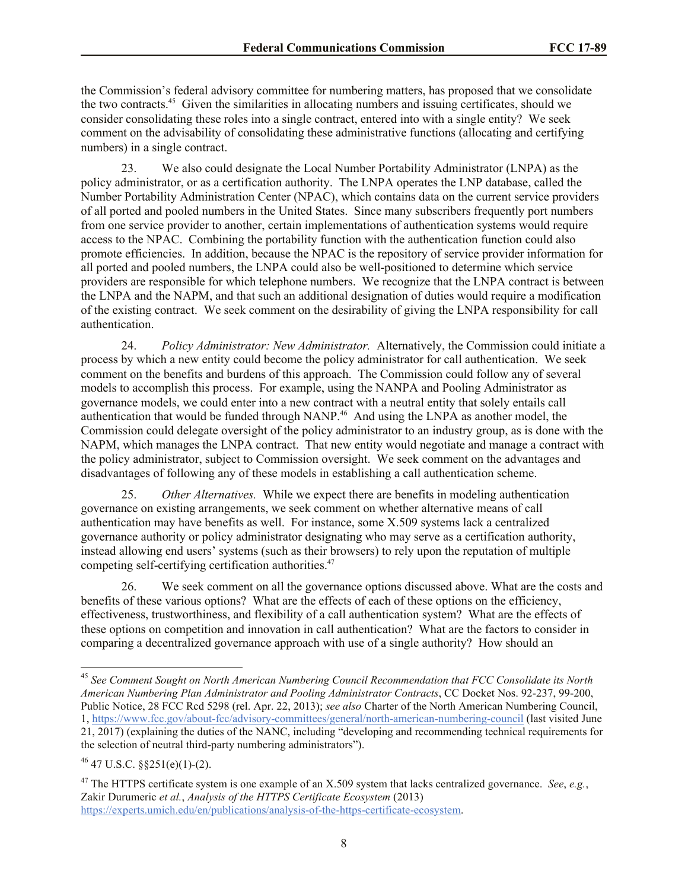the Commission's federal advisory committee for numbering matters, has proposed that we consolidate the two contracts.[45] Given the similarities in allocating numbers and issuing certificates, should we consider consolidating these roles into a single contract, entered into with a single entity? We seek comment on the advisability of consolidating these administrative functions (allocating and certifying numbers) in a single contract.

23. We also could designate the Local Number Portability Administrator (LNPA) as the policy administrator, or as a certification authority. The LNPA operates the LNP database, called the Number Portability Administration Center (NPAC), which contains data on the current service providers of all ported and pooled numbers in the United States. Since many subscribers frequently port numbers from one service provider to another, certain implementations of authentication systems would require access to the NPAC. Combining the portability function with the authentication function could also promote efficiencies. In addition, because the NPAC is the repository of service provider information for all ported and pooled numbers, the LNPA could also be well-positioned to determine which service providers are responsible for which telephone numbers. We recognize that the LNPA contract is between the LNPA and the NAPM, and that such an additional designation of duties would require a modification of the existing contract. We seek comment on the desirability of giving the LNPA responsibility for call authentication.

24. *Policy Administrator: New Administrator.* Alternatively, the Commission could initiate a process by which a new entity could become the policy administrator for call authentication. We seek comment on the benefits and burdens of this approach. The Commission could follow any of several models to accomplish this process. For example, using the NANPA and Pooling Administrator as governance models, we could enter into a new contract with a neutral entity that solely entails call authentication that would be funded through NANP.[46] And using the LNPA as another model, the Commission could delegate oversight of the policy administrator to an industry group, as is done with the NAPM, which manages the LNPA contract. That new entity would negotiate and manage a contract with the policy administrator, subject to Commission oversight. We seek comment on the advantages and disadvantages of following any of these models in establishing a call authentication scheme.

25. *Other Alternatives.* While we expect there are benefits in modeling authentication governance on existing arrangements, we seek comment on whether alternative means of call authentication may have benefits as well. For instance, some X.509 systems lack a centralized governance authority or policy administrator designating who may serve as a certification authority, instead allowing end users' systems (such as their browsers) to rely upon the reputation of multiple competing self-certifying certification authorities.[47]

26. We seek comment on all the governance options discussed above. What are the costs and benefits of these various options? What are the effects of each of these options on the efficiency, effectiveness, trustworthiness, and flexibility of a call authentication system? What are the effects of these options on competition and innovation in call authentication? What are the factors to consider in comparing a decentralized governance approach with use of a single authority? How should an

---

[45] *See Comment Sought on North American Numbering Council Recommendation that FCC Consolidate its North American Numbering Plan Administrator and Pooling Administrator Contracts*, CC Docket Nos. 92-237, 99-200, Public Notice, 28 FCC Rcd 5298 (rel. Apr. 22, 2013); *see also* Charter of the North American Numbering Council, 1, https://www.fcc.gov/about-fcc/advisory-committees/general/north-american-numbering-council (last visited June 21, 2017) (explaining the duties of the NANC, including "developing and recommending technical requirements for the selection of neutral third-party numbering administrators").

[46] 47 U.S.C. §§251(e)(1)-(2).

[47] The HTTPS certificate system is one example of an X.509 system that lacks centralized governance. *See*, *e.g.*, Zakir Durumeric *et al.*, *Analysis of the HTTPS Certificate Ecosystem* (2013) https://experts.umich.edu/en/publications/analysis-of-the-https-certificate-ecosystem.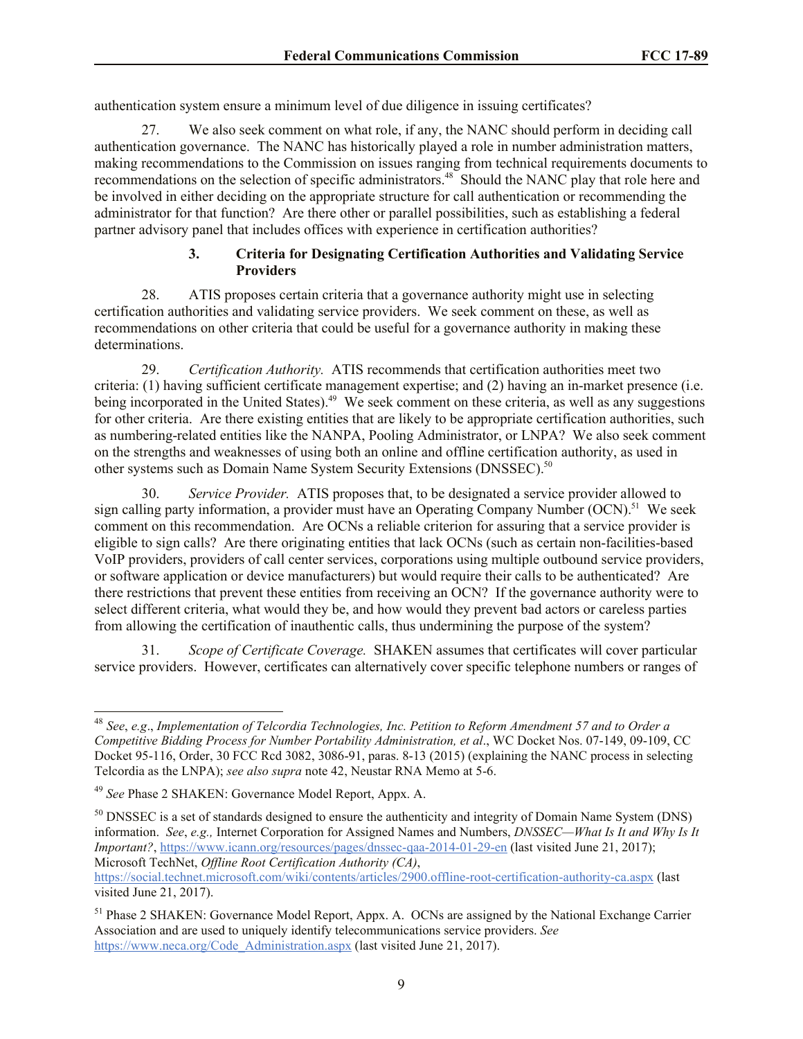authentication system ensure a minimum level of due diligence in issuing certificates?

27. We also seek comment on what role, if any, the NANC should perform in deciding call authentication governance. The NANC has historically played a role in number administration matters, making recommendations to the Commission on issues ranging from technical requirements documents to recommendations on the selection of specific administrators.[48] Should the NANC play that role here and be involved in either deciding on the appropriate structure for call authentication or recommending the administrator for that function? Are there other or parallel possibilities, such as establishing a federal partner advisory panel that includes offices with experience in certification authorities?

### 3. Criteria for Designating Certification Authorities and Validating Service Providers

28. ATIS proposes certain criteria that a governance authority might use in selecting certification authorities and validating service providers. We seek comment on these, as well as recommendations on other criteria that could be useful for a governance authority in making these determinations.

29. *Certification Authority.* ATIS recommends that certification authorities meet two criteria: (1) having sufficient certificate management expertise; and (2) having an in-market presence (i.e. being incorporated in the United States).[49] We seek comment on these criteria, as well as any suggestions for other criteria. Are there existing entities that are likely to be appropriate certification authorities, such as numbering-related entities like the NANPA, Pooling Administrator, or LNPA? We also seek comment on the strengths and weaknesses of using both an online and offline certification authority, as used in other systems such as Domain Name System Security Extensions (DNSSEC).[50]

30. *Service Provider.* ATIS proposes that, to be designated a service provider allowed to sign calling party information, a provider must have an Operating Company Number (OCN).[51] We seek comment on this recommendation. Are OCNs a reliable criterion for assuring that a service provider is eligible to sign calls? Are there originating entities that lack OCNs (such as certain non-facilities-based VoIP providers, providers of call center services, corporations using multiple outbound service providers, or software application or device manufacturers) but would require their calls to be authenticated? Are there restrictions that prevent these entities from receiving an OCN? If the governance authority were to select different criteria, what would they be, and how would they prevent bad actors or careless parties from allowing the certification of inauthentic calls, thus undermining the purpose of the system?

31. *Scope of Certificate Coverage.* SHAKEN assumes that certificates will cover particular service providers. However, certificates can alternatively cover specific telephone numbers or ranges of

---

[48] *See*, *e.g.*, *Implementation of Telcordia Technologies, Inc. Petition to Reform Amendment 57 and to Order a Competitive Bidding Process for Number Portability Administration, et al*., WC Docket Nos. 07-149, 09-109, CC Docket 95-116, Order, 30 FCC Rcd 3082, 3086-91, paras. 8-13 (2015) (explaining the NANC process in selecting Telcordia as the LNPA); *see also supra* note 42, Neustar RNA Memo at 5-6.

[49] *See* Phase 2 SHAKEN: Governance Model Report, Appx. A.

[50] DNSSEC is a set of standards designed to ensure the authenticity and integrity of Domain Name System (DNS) information. *See*, *e.g.,* Internet Corporation for Assigned Names and Numbers, *DNSSEC—What Is It and Why Is It Important?*, https://www.icann.org/resources/pages/dnssec-qaa-2014-01-29-en (last visited June 21, 2017); Microsoft TechNet, *Offline Root Certification Authority (CA)*, https://social.technet.microsoft.com/wiki/contents/articles/2900.offline-root-certification-authority-ca.aspx (last visited June 21, 2017).

[51] Phase 2 SHAKEN: Governance Model Report, Appx. A. OCNs are assigned by the National Exchange Carrier Association and are used to uniquely identify telecommunications service providers. *See* https://www.neca.org/Code_Administration.aspx (last visited June 21, 2017).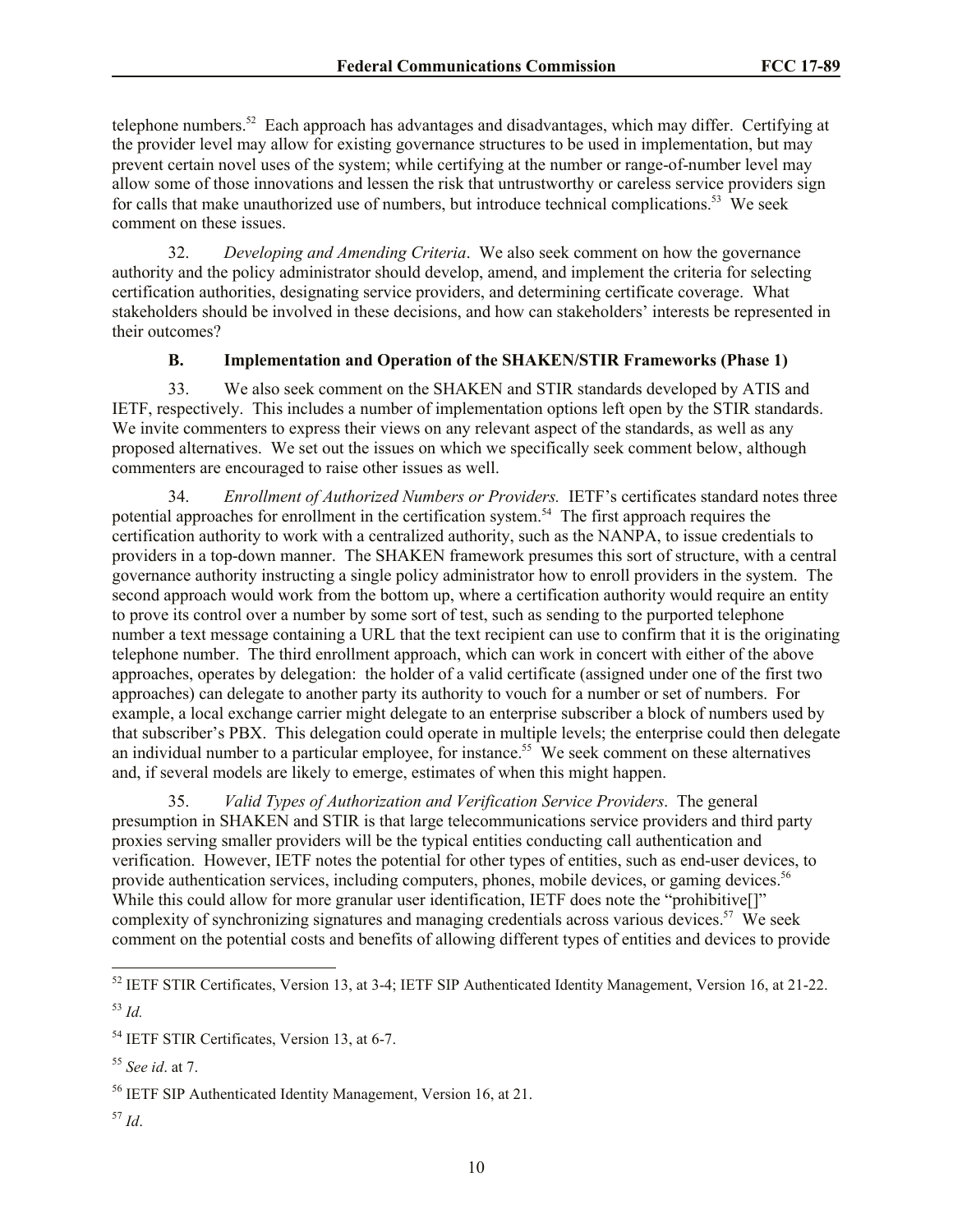telephone numbers.[52] Each approach has advantages and disadvantages, which may differ. Certifying at the provider level may allow for existing governance structures to be used in implementation, but may prevent certain novel uses of the system; while certifying at the number or range-of-number level may allow some of those innovations and lessen the risk that untrustworthy or careless service providers sign for calls that make unauthorized use of numbers, but introduce technical complications.[53] We seek comment on these issues.

32. *Developing and Amending Criteria*. We also seek comment on how the governance authority and the policy administrator should develop, amend, and implement the criteria for selecting certification authorities, designating service providers, and determining certificate coverage. What stakeholders should be involved in these decisions, and how can stakeholders' interests be represented in their outcomes?

### B. Implementation and Operation of the SHAKEN/STIR Frameworks (Phase 1)

33. We also seek comment on the SHAKEN and STIR standards developed by ATIS and IETF, respectively. This includes a number of implementation options left open by the STIR standards. We invite commenters to express their views on any relevant aspect of the standards, as well as any proposed alternatives. We set out the issues on which we specifically seek comment below, although commenters are encouraged to raise other issues as well.

34. *Enrollment of Authorized Numbers or Providers.* IETF's certificates standard notes three potential approaches for enrollment in the certification system.[54] The first approach requires the certification authority to work with a centralized authority, such as the NANPA, to issue credentials to providers in a top-down manner. The SHAKEN framework presumes this sort of structure, with a central governance authority instructing a single policy administrator how to enroll providers in the system. The second approach would work from the bottom up, where a certification authority would require an entity to prove its control over a number by some sort of test, such as sending to the purported telephone number a text message containing a URL that the text recipient can use to confirm that it is the originating telephone number. The third enrollment approach, which can work in concert with either of the above approaches, operates by delegation: the holder of a valid certificate (assigned under one of the first two approaches) can delegate to another party its authority to vouch for a number or set of numbers. For example, a local exchange carrier might delegate to an enterprise subscriber a block of numbers used by that subscriber's PBX. This delegation could operate in multiple levels; the enterprise could then delegate an individual number to a particular employee, for instance.[55] We seek comment on these alternatives and, if several models are likely to emerge, estimates of when this might happen.

35. *Valid Types of Authorization and Verification Service Providers*. The general presumption in SHAKEN and STIR is that large telecommunications service providers and third party proxies serving smaller providers will be the typical entities conducting call authentication and verification. However, IETF notes the potential for other types of entities, such as end-user devices, to provide authentication services, including computers, phones, mobile devices, or gaming devices.[56] While this could allow for more granular user identification, IETF does note the "prohibitive[]" complexity of synchronizing signatures and managing credentials across various devices.[57] We seek comment on the potential costs and benefits of allowing different types of entities and devices to provide

---

[52] IETF STIR Certificates, Version 13, at 3-4; IETF SIP Authenticated Identity Management, Version 16, at 21-22.

[53] *Id.*

[54] IETF STIR Certificates, Version 13, at 6-7.

[55] *See id*. at 7.

[56] IETF SIP Authenticated Identity Management, Version 16, at 21.

[57] *Id*.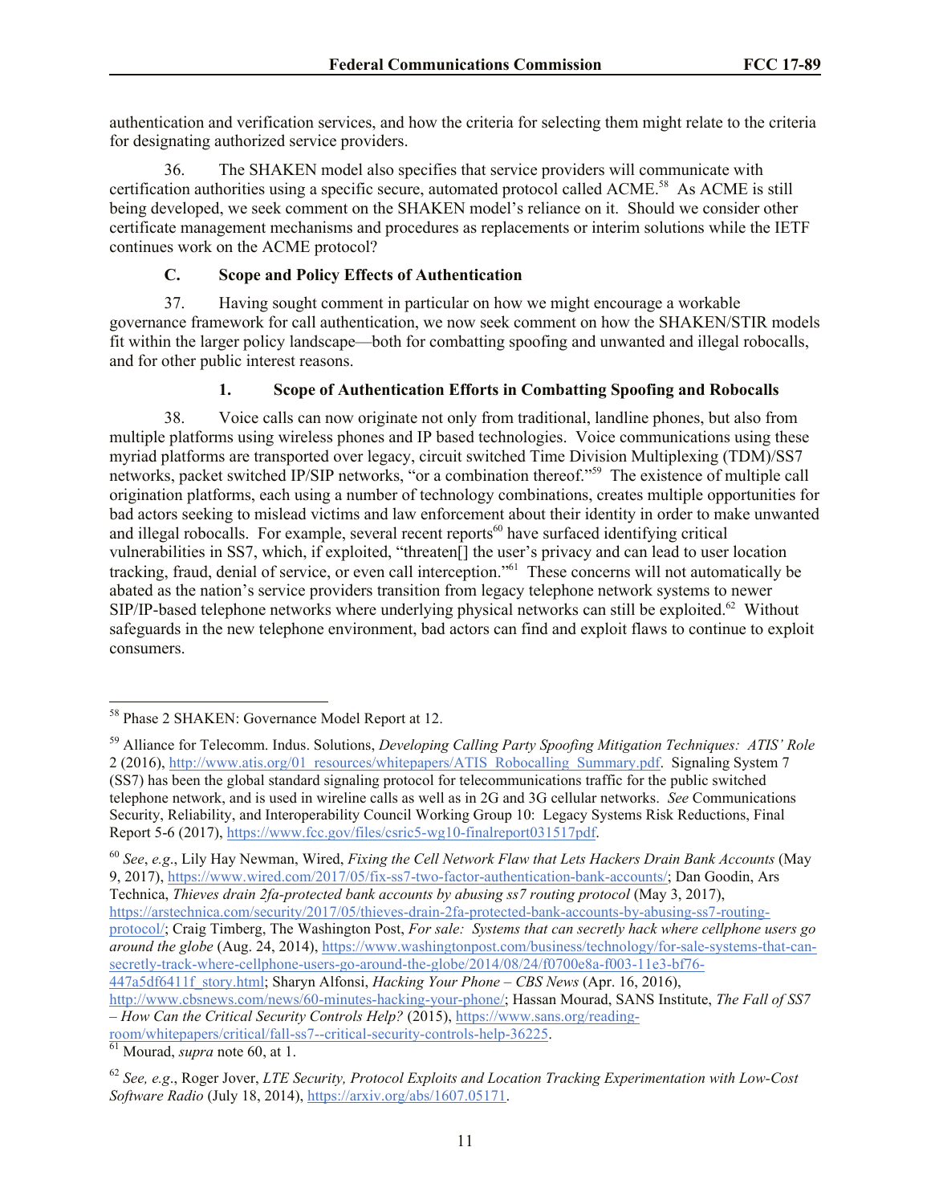authentication and verification services, and how the criteria for selecting them might relate to the criteria for designating authorized service providers.

36. The SHAKEN model also specifies that service providers will communicate with certification authorities using a specific secure, automated protocol called ACME.[58] As ACME is still being developed, we seek comment on the SHAKEN model's reliance on it. Should we consider other certificate management mechanisms and procedures as replacements or interim solutions while the IETF continues work on the ACME protocol?

### C. Scope and Policy Effects of Authentication

37. Having sought comment in particular on how we might encourage a workable governance framework for call authentication, we now seek comment on how the SHAKEN/STIR models fit within the larger policy landscape—both for combatting spoofing and unwanted and illegal robocalls, and for other public interest reasons.

#### 1. Scope of Authentication Efforts in Combatting Spoofing and Robocalls

38. Voice calls can now originate not only from traditional, landline phones, but also from multiple platforms using wireless phones and IP based technologies. Voice communications using these myriad platforms are transported over legacy, circuit switched Time Division Multiplexing (TDM)/SS7 networks, packet switched IP/SIP networks, "or a combination thereof."[59] The existence of multiple call origination platforms, each using a number of technology combinations, creates multiple opportunities for bad actors seeking to mislead victims and law enforcement about their identity in order to make unwanted and illegal robocalls. For example, several recent reports[60] have surfaced identifying critical vulnerabilities in SS7, which, if exploited, "threaten[] the user's privacy and can lead to user location tracking, fraud, denial of service, or even call interception."[61] These concerns will not automatically be abated as the nation's service providers transition from legacy telephone network systems to newer SIP/IP-based telephone networks where underlying physical networks can still be exploited.[62] Without safeguards in the new telephone environment, bad actors can find and exploit flaws to continue to exploit consumers.

---

[58] Phase 2 SHAKEN: Governance Model Report at 12.

[59] Alliance for Telecomm. Indus. Solutions, *Developing Calling Party Spoofing Mitigation Techniques: ATIS' Role* 2 (2016), http://www.atis.org/01_resources/whitepapers/ATIS_Robocalling_Summary.pdf. Signaling System 7 (SS7) has been the global standard signaling protocol for telecommunications traffic for the public switched telephone network, and is used in wireline calls as well as in 2G and 3G cellular networks. *See* Communications Security, Reliability, and Interoperability Council Working Group 10: Legacy Systems Risk Reductions, Final Report 5-6 (2017), https://www.fcc.gov/files/csric5-wg10-finalreport031517pdf.

[60] *See*, *e.g*., Lily Hay Newman, Wired, *Fixing the Cell Network Flaw that Lets Hackers Drain Bank Accounts* (May 9, 2017), https://www.wired.com/2017/05/fix-ss7-two-factor-authentication-bank-accounts/; Dan Goodin, Ars Technica, *Thieves drain 2fa-protected bank accounts by abusing ss7 routing protocol* (May 3, 2017), https://arstechnica.com/security/2017/05/thieves-drain-2fa-protected-bank-accounts-by-abusing-ss7-routing-protocol/; Craig Timberg, The Washington Post, *For sale: Systems that can secretly hack where cellphone users go around the globe* (Aug. 24, 2014), https://www.washingtonpost.com/business/technology/for-sale-systems-that-can-secretly-track-where-cellphone-users-go-around-the-globe/2014/08/24/f0700e8a-f003-11e3-bf76-447a5df6411f_story.html; Sharyn Alfonsi, *Hacking Your Phone – CBS News* (Apr. 16, 2016), http://www.cbsnews.com/news/60-minutes-hacking-your-phone/; Hassan Mourad, SANS Institute, *The Fall of SS7 – How Can the Critical Security Controls Help?* (2015), https://www.sans.org/reading-room/whitepapers/critical/fall-ss7--critical-security-controls-help-36225.

[61] Mourad, *supra* note 60, at 1.

[62] *See, e.g*., Roger Jover, *LTE Security, Protocol Exploits and Location Tracking Experimentation with Low-Cost Software Radio* (July 18, 2014), https://arxiv.org/abs/1607.05171.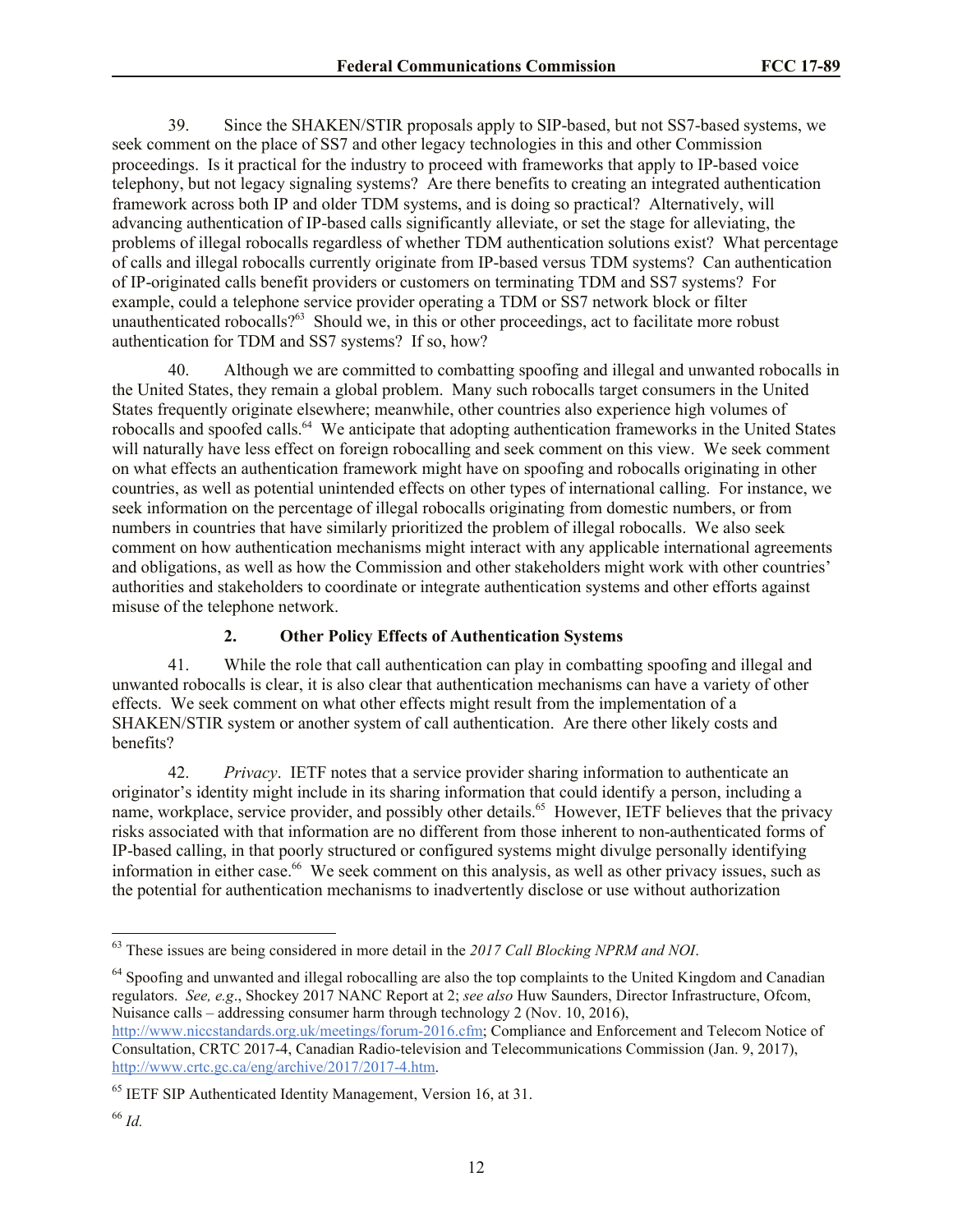39. Since the SHAKEN/STIR proposals apply to SIP-based, but not SS7-based systems, we seek comment on the place of SS7 and other legacy technologies in this and other Commission proceedings. Is it practical for the industry to proceed with frameworks that apply to IP-based voice telephony, but not legacy signaling systems? Are there benefits to creating an integrated authentication framework across both IP and older TDM systems, and is doing so practical? Alternatively, will advancing authentication of IP-based calls significantly alleviate, or set the stage for alleviating, the problems of illegal robocalls regardless of whether TDM authentication solutions exist? What percentage of calls and illegal robocalls currently originate from IP-based versus TDM systems? Can authentication of IP-originated calls benefit providers or customers on terminating TDM and SS7 systems? For example, could a telephone service provider operating a TDM or SS7 network block or filter unauthenticated robocalls?[63] Should we, in this or other proceedings, act to facilitate more robust authentication for TDM and SS7 systems? If so, how?

40. Although we are committed to combatting spoofing and illegal and unwanted robocalls in the United States, they remain a global problem. Many such robocalls target consumers in the United States frequently originate elsewhere; meanwhile, other countries also experience high volumes of robocalls and spoofed calls.[64] We anticipate that adopting authentication frameworks in the United States will naturally have less effect on foreign robocalling and seek comment on this view. We seek comment on what effects an authentication framework might have on spoofing and robocalls originating in other countries, as well as potential unintended effects on other types of international calling. For instance, we seek information on the percentage of illegal robocalls originating from domestic numbers, or from numbers in countries that have similarly prioritized the problem of illegal robocalls. We also seek comment on how authentication mechanisms might interact with any applicable international agreements and obligations, as well as how the Commission and other stakeholders might work with other countries' authorities and stakeholders to coordinate or integrate authentication systems and other efforts against misuse of the telephone network.

### 2. Other Policy Effects of Authentication Systems

41. While the role that call authentication can play in combatting spoofing and illegal and unwanted robocalls is clear, it is also clear that authentication mechanisms can have a variety of other effects. We seek comment on what other effects might result from the implementation of a SHAKEN/STIR system or another system of call authentication. Are there other likely costs and benefits?

42. *Privacy*. IETF notes that a service provider sharing information to authenticate an originator's identity might include in its sharing information that could identify a person, including a name, workplace, service provider, and possibly other details.[65] However, IETF believes that the privacy risks associated with that information are no different from those inherent to non-authenticated forms of IP-based calling, in that poorly structured or configured systems might divulge personally identifying information in either case.[66] We seek comment on this analysis, as well as other privacy issues, such as the potential for authentication mechanisms to inadvertently disclose or use without authorization

---

[63] These issues are being considered in more detail in the *2017 Call Blocking NPRM and NOI*.

[64] Spoofing and unwanted and illegal robocalling are also the top complaints to the United Kingdom and Canadian regulators. *See, e.g.*, Shockey 2017 NANC Report at 2; *see also* Huw Saunders, Director Infrastructure, Ofcom, Nuisance calls – addressing consumer harm through technology 2 (Nov. 10, 2016), http://www.niccstandards.org.uk/meetings/forum-2016.cfm; Compliance and Enforcement and Telecom Notice of Consultation, CRTC 2017-4, Canadian Radio-television and Telecommunications Commission (Jan. 9, 2017), http://www.crtc.gc.ca/eng/archive/2017/2017-4.htm.

[65] IETF SIP Authenticated Identity Management, Version 16, at 31.

[66] *Id.*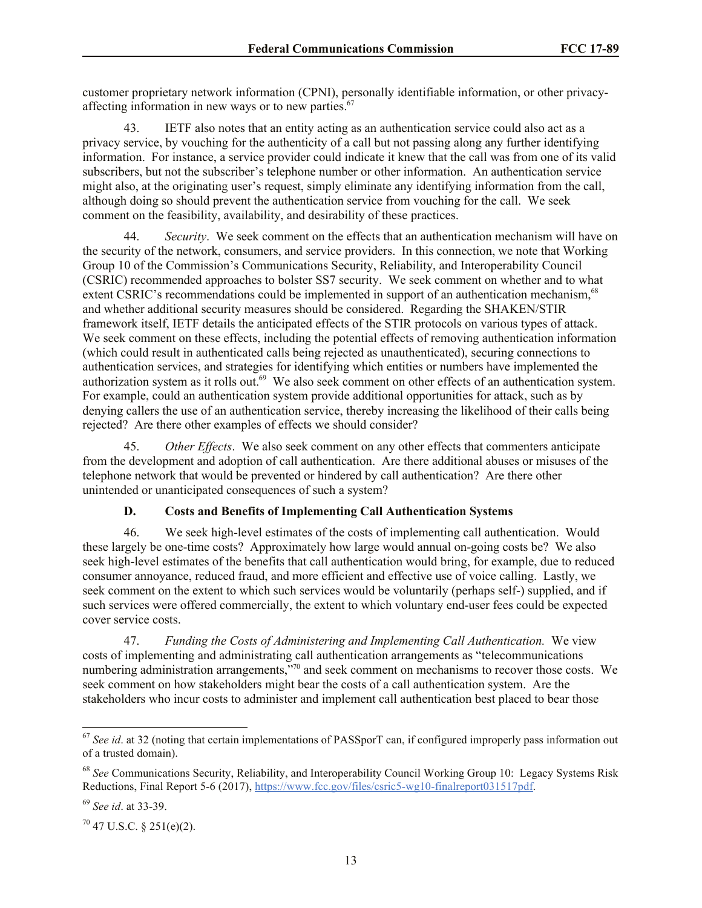customer proprietary network information (CPNI), personally identifiable information, or other privacy-affecting information in new ways or to new parties.[67]

43. IETF also notes that an entity acting as an authentication service could also act as a privacy service, by vouching for the authenticity of a call but not passing along any further identifying information. For instance, a service provider could indicate it knew that the call was from one of its valid subscribers, but not the subscriber's telephone number or other information. An authentication service might also, at the originating user's request, simply eliminate any identifying information from the call, although doing so should prevent the authentication service from vouching for the call. We seek comment on the feasibility, availability, and desirability of these practices.

44. *Security*. We seek comment on the effects that an authentication mechanism will have on the security of the network, consumers, and service providers. In this connection, we note that Working Group 10 of the Commission's Communications Security, Reliability, and Interoperability Council (CSRIC) recommended approaches to bolster SS7 security. We seek comment on whether and to what extent CSRIC's recommendations could be implemented in support of an authentication mechanism,[68] and whether additional security measures should be considered. Regarding the SHAKEN/STIR framework itself, IETF details the anticipated effects of the STIR protocols on various types of attack. We seek comment on these effects, including the potential effects of removing authentication information (which could result in authenticated calls being rejected as unauthenticated), securing connections to authentication services, and strategies for identifying which entities or numbers have implemented the authorization system as it rolls out.[69] We also seek comment on other effects of an authentication system. For example, could an authentication system provide additional opportunities for attack, such as by denying callers the use of an authentication service, thereby increasing the likelihood of their calls being rejected? Are there other examples of effects we should consider?

45. *Other Effects*. We also seek comment on any other effects that commenters anticipate from the development and adoption of call authentication. Are there additional abuses or misuses of the telephone network that would be prevented or hindered by call authentication? Are there other unintended or unanticipated consequences of such a system?

### D. Costs and Benefits of Implementing Call Authentication Systems

46. We seek high-level estimates of the costs of implementing call authentication. Would these largely be one-time costs? Approximately how large would annual on-going costs be? We also seek high-level estimates of the benefits that call authentication would bring, for example, due to reduced consumer annoyance, reduced fraud, and more efficient and effective use of voice calling. Lastly, we seek comment on the extent to which such services would be voluntarily (perhaps self-) supplied, and if such services were offered commercially, the extent to which voluntary end-user fees could be expected cover service costs.

47. *Funding the Costs of Administering and Implementing Call Authentication.* We view costs of implementing and administrating call authentication arrangements as "telecommunications numbering administration arrangements,"[70] and seek comment on mechanisms to recover those costs. We seek comment on how stakeholders might bear the costs of a call authentication system. Are the stakeholders who incur costs to administer and implement call authentication best placed to bear those

---

[67] *See id*. at 32 (noting that certain implementations of PASSporT can, if configured improperly pass information out of a trusted domain).

[68] *See* Communications Security, Reliability, and Interoperability Council Working Group 10: Legacy Systems Risk Reductions, Final Report 5-6 (2017), https://www.fcc.gov/files/csric5-wg10-finalreport031517pdf.

[69] *See id*. at 33-39.

[70] 47 U.S.C. § 251(e)(2).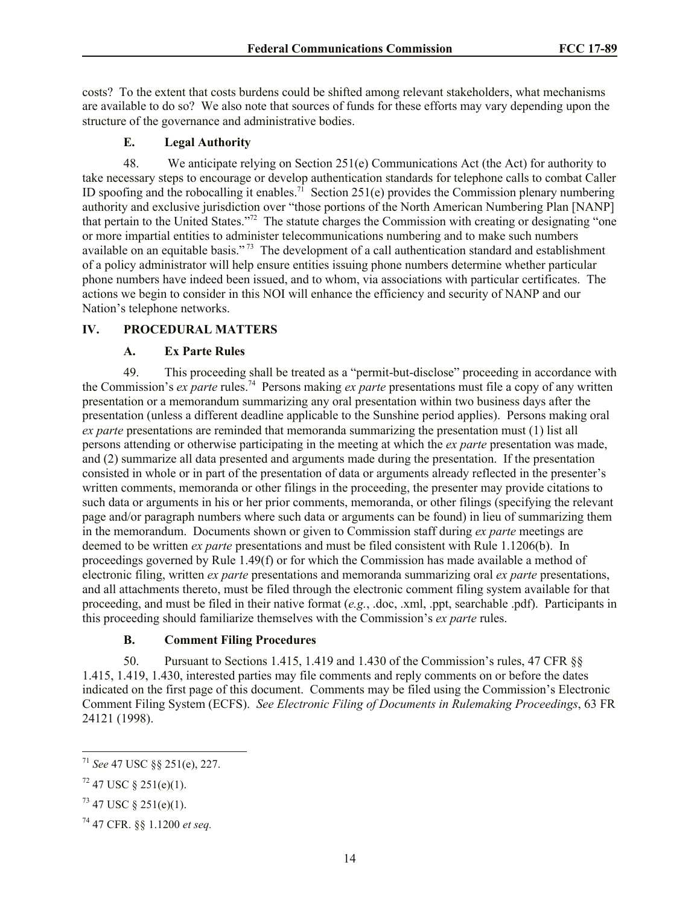costs? To the extent that costs burdens could be shifted among relevant stakeholders, what mechanisms are available to do so? We also note that sources of funds for these efforts may vary depending upon the structure of the governance and administrative bodies.

### E. Legal Authority

48. We anticipate relying on Section 251(e) Communications Act (the Act) for authority to take necessary steps to encourage or develop authentication standards for telephone calls to combat Caller ID spoofing and the robocalling it enables.[71] Section 251(e) provides the Commission plenary numbering authority and exclusive jurisdiction over "those portions of the North American Numbering Plan [NANP] that pertain to the United States."[72] The statute charges the Commission with creating or designating "one or more impartial entities to administer telecommunications numbering and to make such numbers available on an equitable basis."[73] The development of a call authentication standard and establishment of a policy administrator will help ensure entities issuing phone numbers determine whether particular phone numbers have indeed been issued, and to whom, via associations with particular certificates. The actions we begin to consider in this NOI will enhance the efficiency and security of NANP and our Nation's telephone networks.

## IV. PROCEDURAL MATTERS

### A. Ex Parte Rules

49. This proceeding shall be treated as a "permit-but-disclose" proceeding in accordance with the Commission's *ex parte* rules.[74] Persons making *ex parte* presentations must file a copy of any written presentation or a memorandum summarizing any oral presentation within two business days after the presentation (unless a different deadline applicable to the Sunshine period applies). Persons making oral *ex parte* presentations are reminded that memoranda summarizing the presentation must (1) list all persons attending or otherwise participating in the meeting at which the *ex parte* presentation was made, and (2) summarize all data presented and arguments made during the presentation. If the presentation consisted in whole or in part of the presentation of data or arguments already reflected in the presenter's written comments, memoranda or other filings in the proceeding, the presenter may provide citations to such data or arguments in his or her prior comments, memoranda, or other filings (specifying the relevant page and/or paragraph numbers where such data or arguments can be found) in lieu of summarizing them in the memorandum. Documents shown or given to Commission staff during *ex parte* meetings are deemed to be written *ex parte* presentations and must be filed consistent with Rule 1.1206(b). In proceedings governed by Rule 1.49(f) or for which the Commission has made available a method of electronic filing, written *ex parte* presentations and memoranda summarizing oral *ex parte* presentations, and all attachments thereto, must be filed through the electronic comment filing system available for that proceeding, and must be filed in their native format (*e.g.*, .doc, .xml, .ppt, searchable .pdf). Participants in this proceeding should familiarize themselves with the Commission's *ex parte* rules.

### B. Comment Filing Procedures

50. Pursuant to Sections 1.415, 1.419 and 1.430 of the Commission's rules, 47 CFR §§ 1.415, 1.419, 1.430, interested parties may file comments and reply comments on or before the dates indicated on the first page of this document. Comments may be filed using the Commission's Electronic Comment Filing System (ECFS). *See Electronic Filing of Documents in Rulemaking Proceedings*, 63 FR 24121 (1998).

---

[71] *See* 47 USC §§ 251(e), 227.

[72] 47 USC § 251(e)(1).

[73] 47 USC § 251(e)(1).

[74] 47 CFR. §§ 1.1200 *et seq.*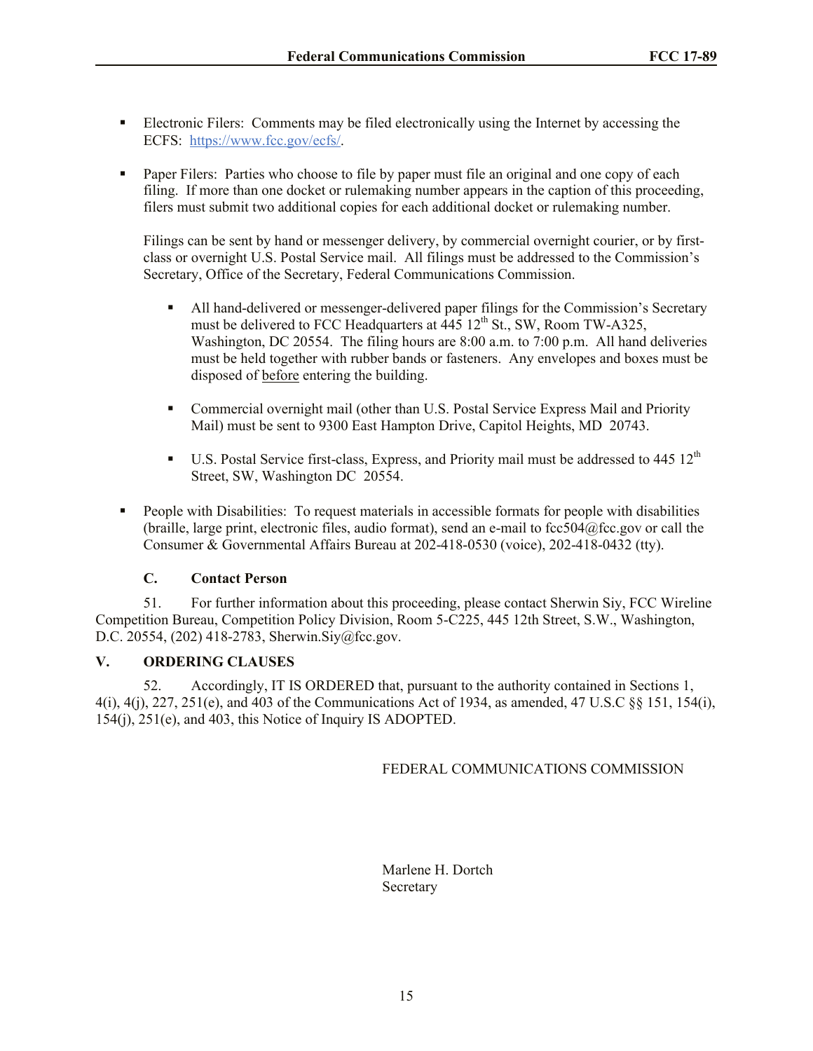- Electronic Filers: Comments may be filed electronically using the Internet by accessing the ECFS: https://www.fcc.gov/ecfs/.

- Paper Filers: Parties who choose to file by paper must file an original and one copy of each filing. If more than one docket or rulemaking number appears in the caption of this proceeding, filers must submit two additional copies for each additional docket or rulemaking number.

  Filings can be sent by hand or messenger delivery, by commercial overnight courier, or by first-class or overnight U.S. Postal Service mail. All filings must be addressed to the Commission's Secretary, Office of the Secretary, Federal Communications Commission.

  - All hand-delivered or messenger-delivered paper filings for the Commission's Secretary must be delivered to FCC Headquarters at 445 12th St., SW, Room TW-A325, Washington, DC 20554. The filing hours are 8:00 a.m. to 7:00 p.m. All hand deliveries must be held together with rubber bands or fasteners. Any envelopes and boxes must be disposed of before entering the building.

  - Commercial overnight mail (other than U.S. Postal Service Express Mail and Priority Mail) must be sent to 9300 East Hampton Drive, Capitol Heights, MD 20743.

  - U.S. Postal Service first-class, Express, and Priority mail must be addressed to 445 12th Street, SW, Washington DC 20554.

- People with Disabilities: To request materials in accessible formats for people with disabilities (braille, large print, electronic files, audio format), send an e-mail to fcc504@fcc.gov or call the Consumer & Governmental Affairs Bureau at 202-418-0530 (voice), 202-418-0432 (tty).

### C. Contact Person

51. For further information about this proceeding, please contact Sherwin Siy, FCC Wireline Competition Bureau, Competition Policy Division, Room 5-C225, 445 12th Street, S.W., Washington, D.C. 20554, (202) 418-2783, Sherwin.Siy@fcc.gov.

## V. ORDERING CLAUSES

52. Accordingly, IT IS ORDERED that, pursuant to the authority contained in Sections 1, 4(i), 4(j), 227, 251(e), and 403 of the Communications Act of 1934, as amended, 47 U.S.C §§ 151, 154(i), 154(j), 251(e), and 403, this Notice of Inquiry IS ADOPTED.

FEDERAL COMMUNICATIONS COMMISSION

Marlene H. Dortch
Secretary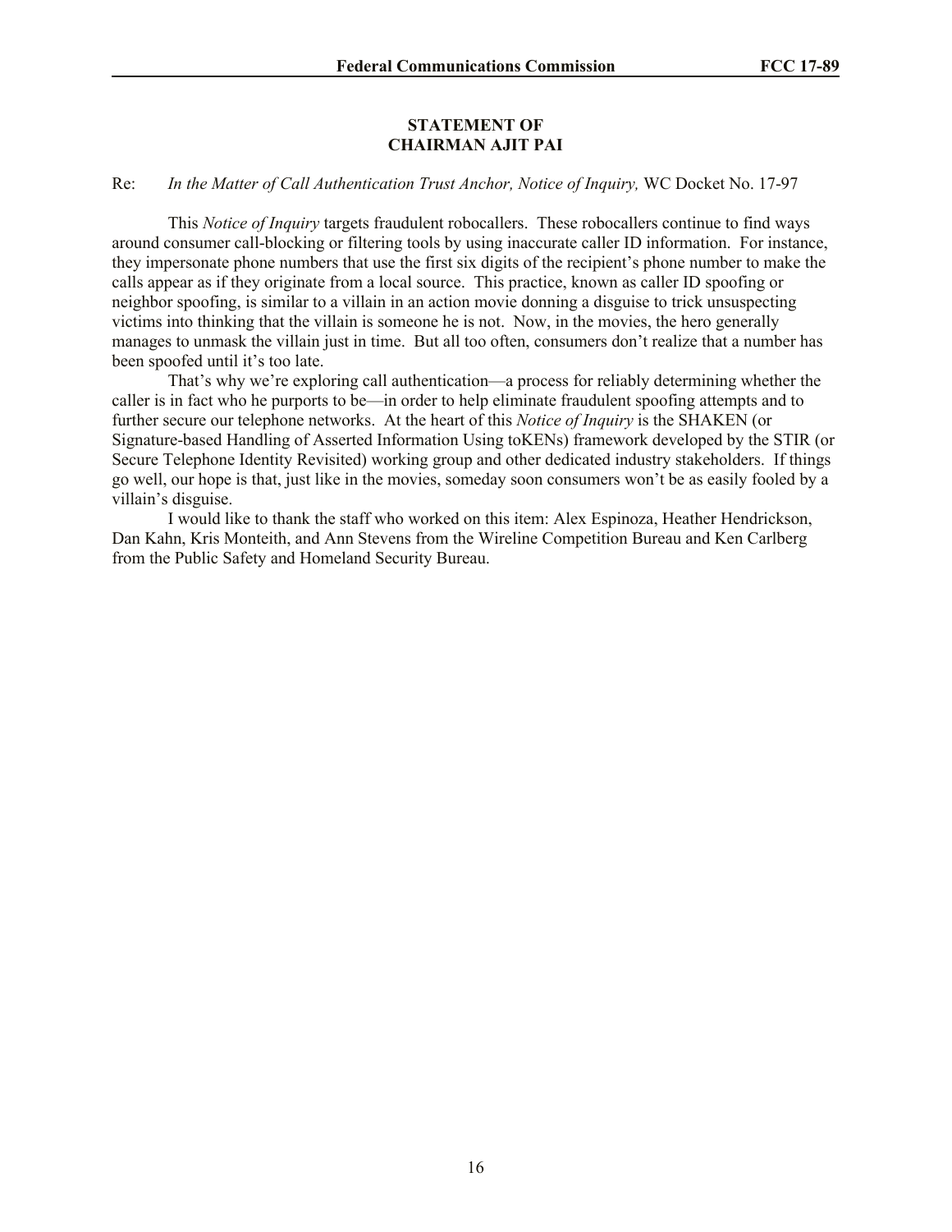**STATEMENT OF**
**CHAIRMAN AJIT PAI**

Re: *In the Matter of Call Authentication Trust Anchor, Notice of Inquiry,* WC Docket No. 17-97

This *Notice of Inquiry* targets fraudulent robocallers. These robocallers continue to find ways around consumer call-blocking or filtering tools by using inaccurate caller ID information. For instance, they impersonate phone numbers that use the first six digits of the recipient's phone number to make the calls appear as if they originate from a local source. This practice, known as caller ID spoofing or neighbor spoofing, is similar to a villain in an action movie donning a disguise to trick unsuspecting victims into thinking that the villain is someone he is not. Now, in the movies, the hero generally manages to unmask the villain just in time. But all too often, consumers don't realize that a number has been spoofed until it's too late.

That's why we're exploring call authentication—a process for reliably determining whether the caller is in fact who he purports to be—in order to help eliminate fraudulent spoofing attempts and to further secure our telephone networks. At the heart of this *Notice of Inquiry* is the SHAKEN (or Signature-based Handling of Asserted Information Using toKENs) framework developed by the STIR (or Secure Telephone Identity Revisited) working group and other dedicated industry stakeholders. If things go well, our hope is that, just like in the movies, someday soon consumers won't be as easily fooled by a villain's disguise.

I would like to thank the staff who worked on this item: Alex Espinoza, Heather Hendrickson, Dan Kahn, Kris Monteith, and Ann Stevens from the Wireline Competition Bureau and Ken Carlberg from the Public Safety and Homeland Security Bureau.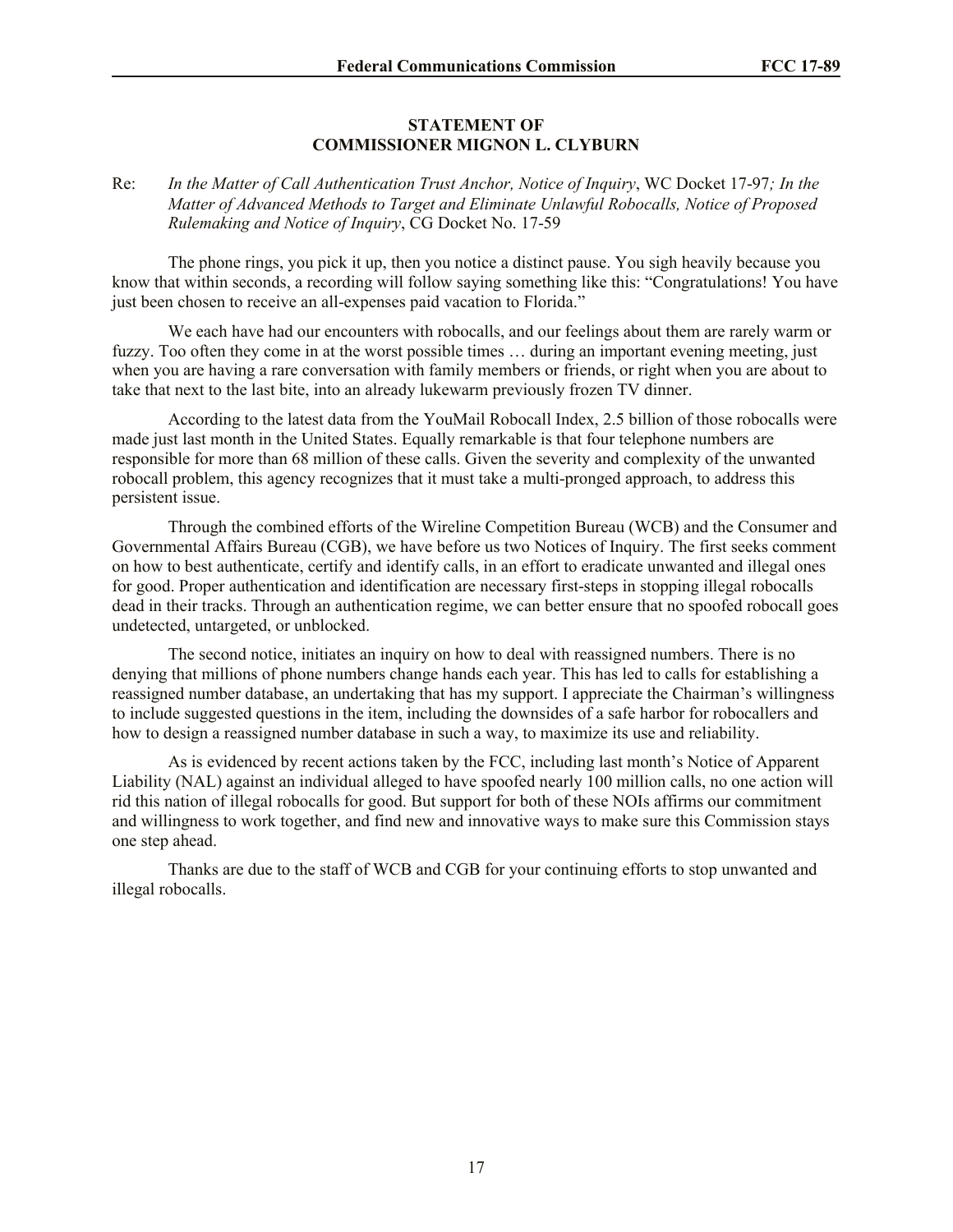**STATEMENT OF**
**COMMISSIONER MIGNON L. CLYBURN**

Re: *In the Matter of Call Authentication Trust Anchor, Notice of Inquiry*, WC Docket 17-97*; In the Matter of Advanced Methods to Target and Eliminate Unlawful Robocalls, Notice of Proposed Rulemaking and Notice of Inquiry*, CG Docket No. 17-59

The phone rings, you pick it up, then you notice a distinct pause. You sigh heavily because you know that within seconds, a recording will follow saying something like this: "Congratulations! You have just been chosen to receive an all-expenses paid vacation to Florida."

We each have had our encounters with robocalls, and our feelings about them are rarely warm or fuzzy. Too often they come in at the worst possible times … during an important evening meeting, just when you are having a rare conversation with family members or friends, or right when you are about to take that next to the last bite, into an already lukewarm previously frozen TV dinner.

According to the latest data from the YouMail Robocall Index, 2.5 billion of those robocalls were made just last month in the United States. Equally remarkable is that four telephone numbers are responsible for more than 68 million of these calls. Given the severity and complexity of the unwanted robocall problem, this agency recognizes that it must take a multi-pronged approach, to address this persistent issue.

Through the combined efforts of the Wireline Competition Bureau (WCB) and the Consumer and Governmental Affairs Bureau (CGB), we have before us two Notices of Inquiry. The first seeks comment on how to best authenticate, certify and identify calls, in an effort to eradicate unwanted and illegal ones for good. Proper authentication and identification are necessary first-steps in stopping illegal robocalls dead in their tracks. Through an authentication regime, we can better ensure that no spoofed robocall goes undetected, untargeted, or unblocked.

The second notice, initiates an inquiry on how to deal with reassigned numbers. There is no denying that millions of phone numbers change hands each year. This has led to calls for establishing a reassigned number database, an undertaking that has my support. I appreciate the Chairman's willingness to include suggested questions in the item, including the downsides of a safe harbor for robocallers and how to design a reassigned number database in such a way, to maximize its use and reliability.

As is evidenced by recent actions taken by the FCC, including last month's Notice of Apparent Liability (NAL) against an individual alleged to have spoofed nearly 100 million calls, no one action will rid this nation of illegal robocalls for good. But support for both of these NOIs affirms our commitment and willingness to work together, and find new and innovative ways to make sure this Commission stays one step ahead.

Thanks are due to the staff of WCB and CGB for your continuing efforts to stop unwanted and illegal robocalls.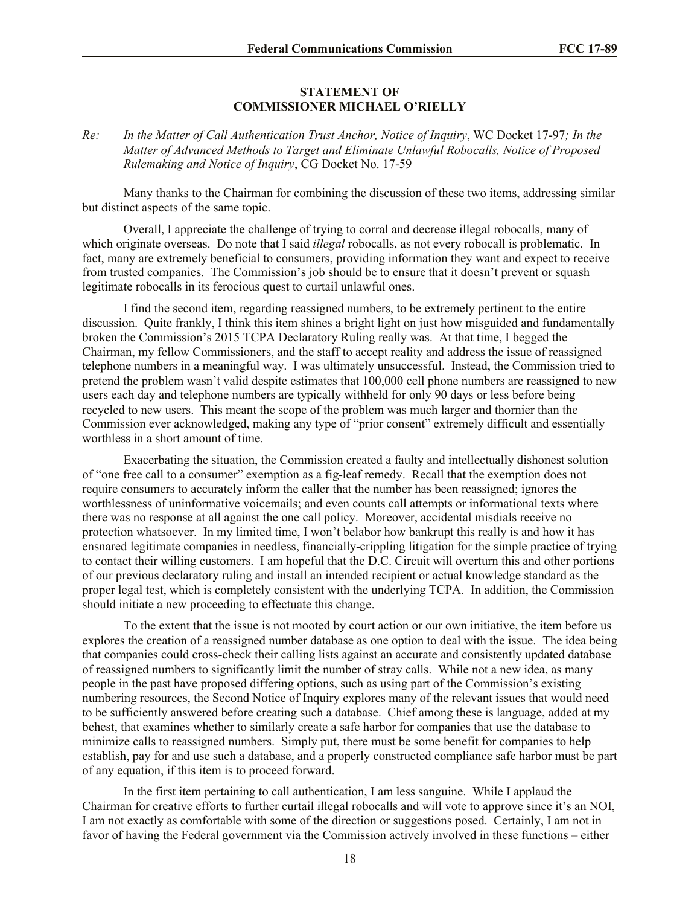**STATEMENT OF**
**COMMISSIONER MICHAEL O'RIELLY**

*Re: In the Matter of Call Authentication Trust Anchor, Notice of Inquiry*, WC Docket 17-97*; In the Matter of Advanced Methods to Target and Eliminate Unlawful Robocalls, Notice of Proposed Rulemaking and Notice of Inquiry*, CG Docket No. 17-59

Many thanks to the Chairman for combining the discussion of these two items, addressing similar but distinct aspects of the same topic.

Overall, I appreciate the challenge of trying to corral and decrease illegal robocalls, many of which originate overseas. Do note that I said *illegal* robocalls, as not every robocall is problematic. In fact, many are extremely beneficial to consumers, providing information they want and expect to receive from trusted companies. The Commission's job should be to ensure that it doesn't prevent or squash legitimate robocalls in its ferocious quest to curtail unlawful ones.

I find the second item, regarding reassigned numbers, to be extremely pertinent to the entire discussion. Quite frankly, I think this item shines a bright light on just how misguided and fundamentally broken the Commission's 2015 TCPA Declaratory Ruling really was. At that time, I begged the Chairman, my fellow Commissioners, and the staff to accept reality and address the issue of reassigned telephone numbers in a meaningful way. I was ultimately unsuccessful. Instead, the Commission tried to pretend the problem wasn't valid despite estimates that 100,000 cell phone numbers are reassigned to new users each day and telephone numbers are typically withheld for only 90 days or less before being recycled to new users. This meant the scope of the problem was much larger and thornier than the Commission ever acknowledged, making any type of "prior consent" extremely difficult and essentially worthless in a short amount of time.

Exacerbating the situation, the Commission created a faulty and intellectually dishonest solution of "one free call to a consumer" exemption as a fig-leaf remedy. Recall that the exemption does not require consumers to accurately inform the caller that the number has been reassigned; ignores the worthlessness of uninformative voicemails; and even counts call attempts or informational texts where there was no response at all against the one call policy. Moreover, accidental misdials receive no protection whatsoever. In my limited time, I won't belabor how bankrupt this really is and how it has ensnared legitimate companies in needless, financially-crippling litigation for the simple practice of trying to contact their willing customers. I am hopeful that the D.C. Circuit will overturn this and other portions of our previous declaratory ruling and install an intended recipient or actual knowledge standard as the proper legal test, which is completely consistent with the underlying TCPA. In addition, the Commission should initiate a new proceeding to effectuate this change.

To the extent that the issue is not mooted by court action or our own initiative, the item before us explores the creation of a reassigned number database as one option to deal with the issue. The idea being that companies could cross-check their calling lists against an accurate and consistently updated database of reassigned numbers to significantly limit the number of stray calls. While not a new idea, as many people in the past have proposed differing options, such as using part of the Commission's existing numbering resources, the Second Notice of Inquiry explores many of the relevant issues that would need to be sufficiently answered before creating such a database. Chief among these is language, added at my behest, that examines whether to similarly create a safe harbor for companies that use the database to minimize calls to reassigned numbers. Simply put, there must be some benefit for companies to help establish, pay for and use such a database, and a properly constructed compliance safe harbor must be part of any equation, if this item is to proceed forward.

In the first item pertaining to call authentication, I am less sanguine. While I applaud the Chairman for creative efforts to further curtail illegal robocalls and will vote to approve since it's an NOI, I am not exactly as comfortable with some of the direction or suggestions posed. Certainly, I am not in favor of having the Federal government via the Commission actively involved in these functions – either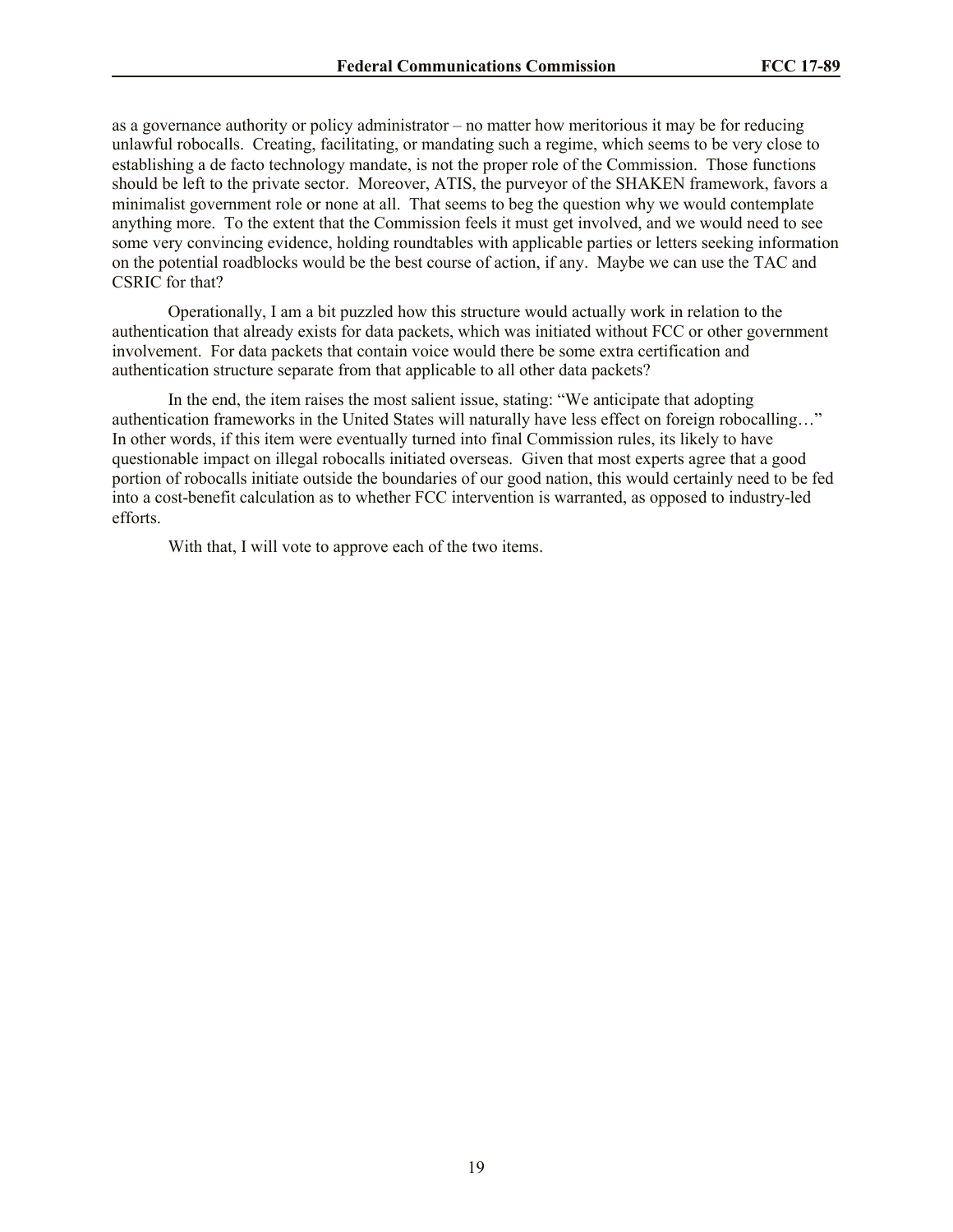as a governance authority or policy administrator – no matter how meritorious it may be for reducing unlawful robocalls. Creating, facilitating, or mandating such a regime, which seems to be very close to establishing a de facto technology mandate, is not the proper role of the Commission. Those functions should be left to the private sector. Moreover, ATIS, the purveyor of the SHAKEN framework, favors a minimalist government role or none at all. That seems to beg the question why we would contemplate anything more. To the extent that the Commission feels it must get involved, and we would need to see some very convincing evidence, holding roundtables with applicable parties or letters seeking information on the potential roadblocks would be the best course of action, if any. Maybe we can use the TAC and CSRIC for that?

Operationally, I am a bit puzzled how this structure would actually work in relation to the authentication that already exists for data packets, which was initiated without FCC or other government involvement. For data packets that contain voice would there be some extra certification and authentication structure separate from that applicable to all other data packets?

In the end, the item raises the most salient issue, stating: "We anticipate that adopting authentication frameworks in the United States will naturally have less effect on foreign robocalling…" In other words, if this item were eventually turned into final Commission rules, its likely to have questionable impact on illegal robocalls initiated overseas. Given that most experts agree that a good portion of robocalls initiate outside the boundaries of our good nation, this would certainly need to be fed into a cost-benefit calculation as to whether FCC intervention is warranted, as opposed to industry-led efforts.

With that, I will vote to approve each of the two items.